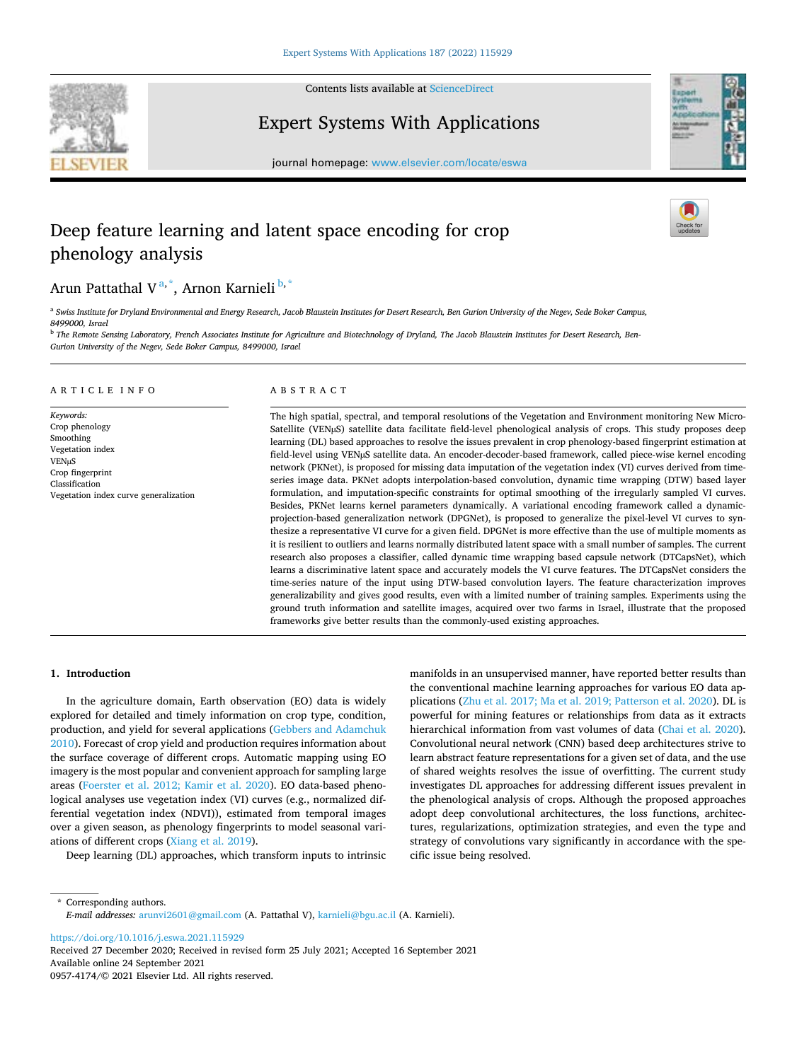# Deep feature learning and latent space encoding for crop phenology analysis

Arun Pattathal V[a,*], Arnon Karnieli[b,*]

[a] Swiss Institute for Dryland Environmental and Energy Research, Jacob Blaustein Institutes for Desert Research, Ben Gurion University of the Negev, Sede Boker Campus, 8499000, Israel

[b] The Remote Sensing Laboratory, French Associates Institute for Agriculture and Biotechnology of Dryland, The Jacob Blaustein Institutes for Desert Research, Ben-Gurion University of the Negev, Sede Boker Campus, 8499000, Israel

## ARTICLE INFO

*Keywords:*
Crop phenology
Smoothing
Vegetation index
VENμS
Crop fingerprint
Classification
Vegetation index curve generalization

## ABSTRACT

The high spatial, spectral, and temporal resolutions of the Vegetation and Environment monitoring New Micro-Satellite (VENμS) satellite data facilitate field-level phenological analysis of crops. This study proposes deep learning (DL) based approaches to resolve the issues prevalent in crop phenology-based fingerprint estimation at field-level using VENμS satellite data. An encoder-decoder-based framework, called piece-wise kernel encoding network (PKNet), is proposed for missing data imputation of the vegetation index (VI) curves derived from time-series image data. PKNet adopts interpolation-based convolution, dynamic time wrapping (DTW) based layer formulation, and imputation-specific constraints for optimal smoothing of the irregularly sampled VI curves. Besides, PKNet learns kernel parameters dynamically. A variational encoding framework called a dynamic-projection-based generalization network (DPGNet), is proposed to generalize the pixel-level VI curves to synthesize a representative VI curve for a given field. DPGNet is more effective than the use of multiple moments as it is resilient to outliers and learns normally distributed latent space with a small number of samples. The current research also proposes a classifier, called dynamic time wrapping based capsule network (DTCapsNet), which learns a discriminative latent space and accurately models the VI curve features. The DTCapsNet considers the time-series nature of the input using DTW-based convolution layers. The feature characterization improves generalizability and gives good results, even with a limited number of training samples. Experiments using the ground truth information and satellite images, acquired over two farms in Israel, illustrate that the proposed frameworks give better results than the commonly-used existing approaches.

## 1. Introduction

In the agriculture domain, Earth observation (EO) data is widely explored for detailed and timely information on crop type, condition, production, and yield for several applications (Gebbers and Adamchuk 2010). Forecast of crop yield and production requires information about the surface coverage of different crops. Automatic mapping using EO imagery is the most popular and convenient approach for sampling large areas (Foerster et al. 2012; Kamir et al. 2020). EO data-based phenological analyses use vegetation index (VI) curves (e.g., normalized differential vegetation index (NDVI)), estimated from temporal images over a given season, as phenology fingerprints to model seasonal variations of different crops (Xiang et al. 2019).

Deep learning (DL) approaches, which transform inputs to intrinsic manifolds in an unsupervised manner, have reported better results than the conventional machine learning approaches for various EO data applications (Zhu et al. 2017; Ma et al. 2019; Patterson et al. 2020). DL is powerful for mining features or relationships from data as it extracts hierarchical information from vast volumes of data (Chai et al. 2020). Convolutional neural network (CNN) based deep architectures strive to learn abstract feature representations for a given set of data, and the use of shared weights resolves the issue of overfitting. The current study investigates DL approaches for addressing different issues prevalent in the phenological analysis of crops. Although the proposed approaches adopt deep convolutional architectures, the loss functions, architectures, regularizations, optimization strategies, and even the type and strategy of convolutions vary significantly in accordance with the specific issue being resolved.

\* Corresponding authors.
*E-mail addresses:* arunvi2601@gmail.com (A. Pattathal V), karnieli@bgu.ac.il (A. Karnieli).

https://doi.org/10.1016/j.eswa.2021.115929
Received 27 December 2020; Received in revised form 25 July 2021; Accepted 16 September 2021
Available online 24 September 2021
0957-4174/© 2021 Elsevier Ltd. All rights reserved.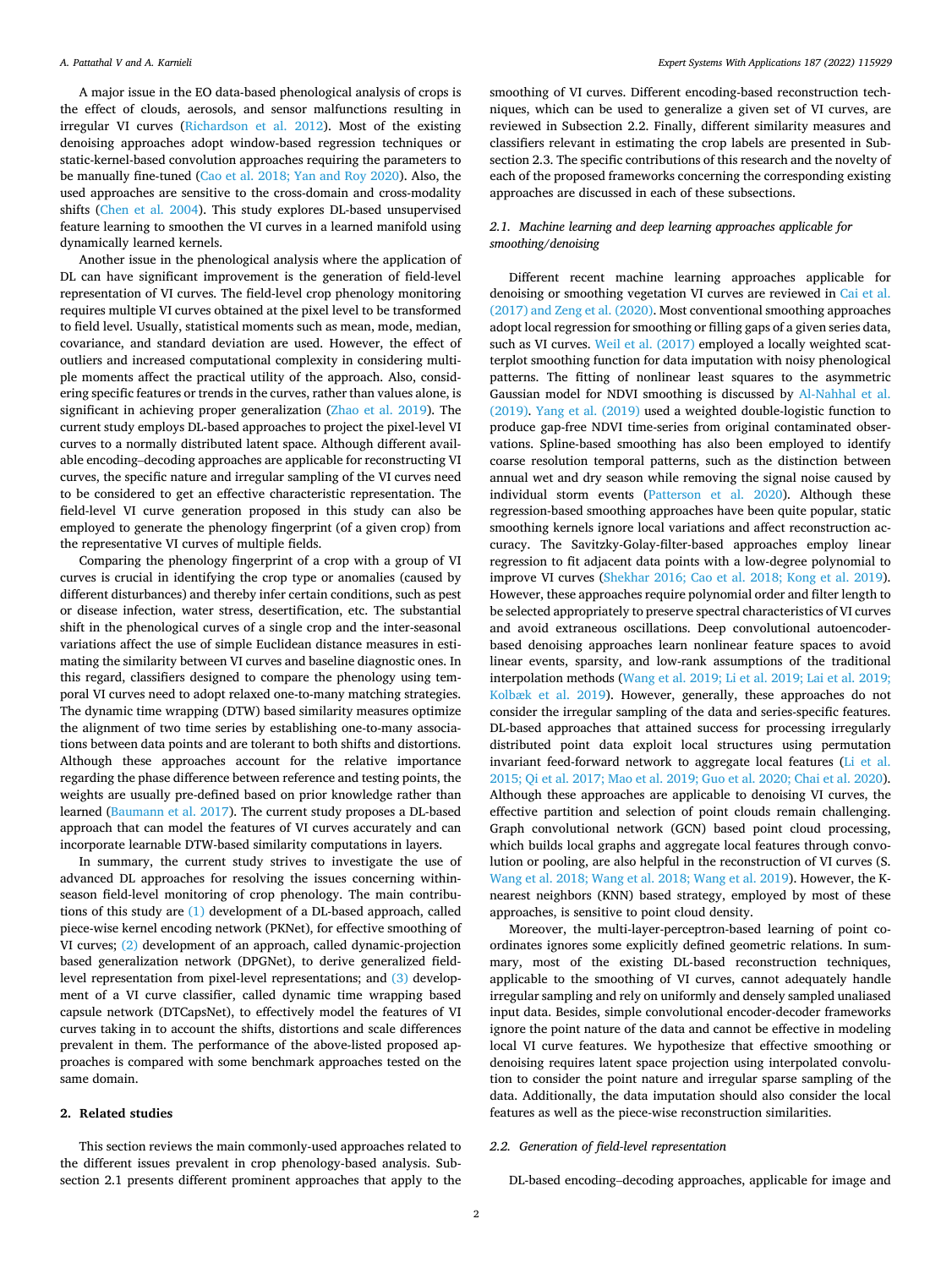A major issue in the EO data-based phenological analysis of crops is the effect of clouds, aerosols, and sensor malfunctions resulting in irregular VI curves (Richardson et al. 2012). Most of the existing denoising approaches adopt window-based regression techniques or static-kernel-based convolution approaches requiring the parameters to be manually fine-tuned (Cao et al. 2018; Yan and Roy 2020). Also, the used approaches are sensitive to the cross-domain and cross-modality shifts (Chen et al. 2004). This study explores DL-based unsupervised feature learning to smoothen the VI curves in a learned manifold using dynamically learned kernels.

Another issue in the phenological analysis where the application of DL can have significant improvement is the generation of field-level representation of VI curves. The field-level crop phenology monitoring requires multiple VI curves obtained at the pixel level to be transformed to field level. Usually, statistical moments such as mean, mode, median, covariance, and standard deviation are used. However, the effect of outliers and increased computational complexity in considering multiple moments affect the practical utility of the approach. Also, considering specific features or trends in the curves, rather than values alone, is significant in achieving proper generalization (Zhao et al. 2019). The current study employs DL-based approaches to project the pixel-level VI curves to a normally distributed latent space. Although different available encoding–decoding approaches are applicable for reconstructing VI curves, the specific nature and irregular sampling of the VI curves need to be considered to get an effective characteristic representation. The field-level VI curve generation proposed in this study can also be employed to generate the phenology fingerprint (of a given crop) from the representative VI curves of multiple fields.

Comparing the phenology fingerprint of a crop with a group of VI curves is crucial in identifying the crop type or anomalies (caused by different disturbances) and thereby infer certain conditions, such as pest or disease infection, water stress, desertification, etc. The substantial shift in the phenological curves of a single crop and the inter-seasonal variations affect the use of simple Euclidean distance measures in estimating the similarity between VI curves and baseline diagnostic ones. In this regard, classifiers designed to compare the phenology using temporal VI curves need to adopt relaxed one-to-many matching strategies. The dynamic time wrapping (DTW) based similarity measures optimize the alignment of two time series by establishing one-to-many associations between data points and are tolerant to both shifts and distortions. Although these approaches account for the relative importance regarding the phase difference between reference and testing points, the weights are usually pre-defined based on prior knowledge rather than learned (Baumann et al. 2017). The current study proposes a DL-based approach that can model the features of VI curves accurately and can incorporate learnable DTW-based similarity computations in layers.

In summary, the current study strives to investigate the use of advanced DL approaches for resolving the issues concerning within-season field-level monitoring of crop phenology. The main contributions of this study are (1) development of a DL-based approach, called piece-wise kernel encoding network (PKNet), for effective smoothing of VI curves; (2) development of an approach, called dynamic-projection based generalization network (DPGNet), to derive generalized field-level representation from pixel-level representations; and (3) development of a VI curve classifier, called dynamic time wrapping based capsule network (DTCapsNet), to effectively model the features of VI curves taking in to account the shifts, distortions and scale differences prevalent in them. The performance of the above-listed proposed approaches is compared with some benchmark approaches tested on the same domain.

## 2. Related studies

This section reviews the main commonly-used approaches related to the different issues prevalent in crop phenology-based analysis. Subsection 2.1 presents different prominent approaches that apply to the smoothing of VI curves. Different encoding-based reconstruction techniques, which can be used to generalize a given set of VI curves, are reviewed in Subsection 2.2. Finally, different similarity measures and classifiers relevant in estimating the crop labels are presented in Subsection 2.3. The specific contributions of this research and the novelty of each of the proposed frameworks concerning the corresponding existing approaches are discussed in each of these subsections.

### 2.1. Machine learning and deep learning approaches applicable for smoothing/denoising

Different recent machine learning approaches applicable for denoising or smoothing vegetation VI curves are reviewed in Cai et al. (2017) and Zeng et al. (2020). Most conventional smoothing approaches adopt local regression for smoothing or filling gaps of a given series data, such as VI curves. Weil et al. (2017) employed a locally weighted scatterplot smoothing function for data imputation with noisy phenological patterns. The fitting of nonlinear least squares to the asymmetric Gaussian model for NDVI smoothing is discussed by Al-Nahhal et al. (2019). Yang et al. (2019) used a weighted double-logistic function to produce gap-free NDVI time-series from original contaminated observations. Spline-based smoothing has also been employed to identify coarse resolution temporal patterns, such as the distinction between annual wet and dry season while removing the signal noise caused by individual storm events (Patterson et al. 2020). Although these regression-based smoothing approaches have been quite popular, static smoothing kernels ignore local variations and affect reconstruction accuracy. The Savitzky-Golay-filter-based approaches employ linear regression to fit adjacent data points with a low-degree polynomial to improve VI curves (Shekhar 2016; Cao et al. 2018; Kong et al. 2019). However, these approaches require polynomial order and filter length to be selected appropriately to preserve spectral characteristics of VI curves and avoid extraneous oscillations. Deep convolutional autoencoder-based denoising approaches learn nonlinear feature spaces to avoid linear events, sparsity, and low-rank assumptions of the traditional interpolation methods (Wang et al. 2019; Li et al. 2019; Lai et al. 2019; Kolbæk et al. 2019). However, generally, these approaches do not consider the irregular sampling of the data and series-specific features. DL-based approaches that attained success for processing irregularly distributed point data exploit local structures using permutation invariant feed-forward network to aggregate local features (Li et al. 2015; Qi et al. 2017; Mao et al. 2019; Guo et al. 2020; Chai et al. 2020). Although these approaches are applicable to denoising VI curves, the effective partition and selection of point clouds remain challenging. Graph convolutional network (GCN) based point cloud processing, which builds local graphs and aggregate local features through convolution or pooling, are also helpful in the reconstruction of VI curves (S. Wang et al. 2018; Wang et al. 2018; Wang et al. 2019). However, the K-nearest neighbors (KNN) based strategy, employed by most of these approaches, is sensitive to point cloud density.

Moreover, the multi-layer-perceptron-based learning of point coordinates ignores some explicitly defined geometric relations. In summary, most of the existing DL-based reconstruction techniques, applicable to the smoothing of VI curves, cannot adequately handle irregular sampling and rely on uniformly and densely sampled unaliased input data. Besides, simple convolutional encoder-decoder frameworks ignore the point nature of the data and cannot be effective in modeling local VI curve features. We hypothesize that effective smoothing or denoising requires latent space projection using interpolated convolution to consider the point nature and irregular sparse sampling of the data. Additionally, the data imputation should also consider the local features as well as the piece-wise reconstruction similarities.

### 2.2. Generation of field-level representation

DL-based encoding–decoding approaches, applicable for image and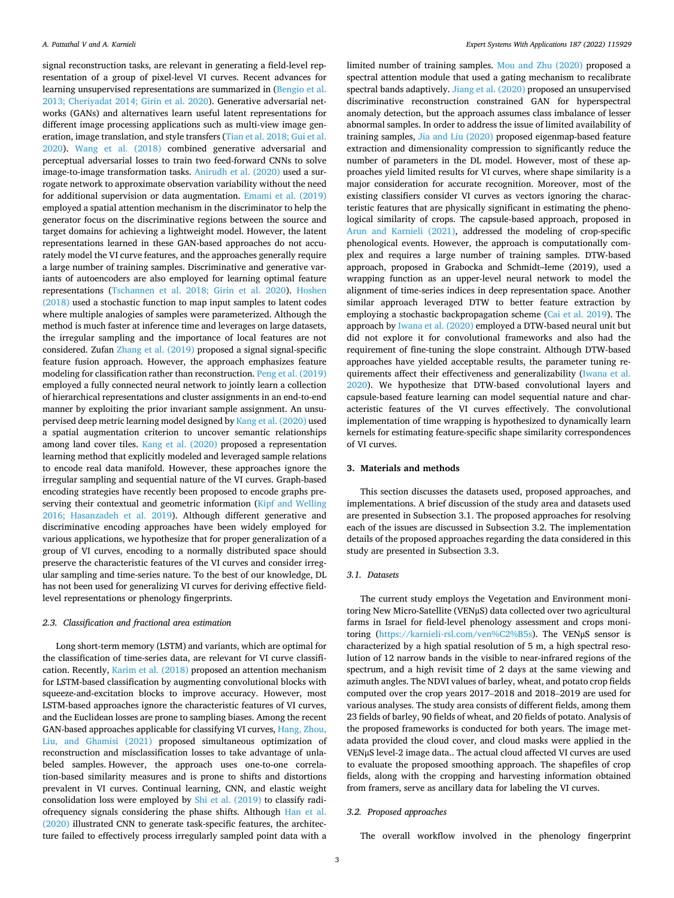signal reconstruction tasks, are relevant in generating a field-level representation of a group of pixel-level VI curves. Recent advances for learning unsupervised representations are summarized in (Bengio et al. 2013; Cheriyadat 2014; Girin et al. 2020). Generative adversarial networks (GANs) and alternatives learn useful latent representations for different image processing applications such as multi-view image generation, image translation, and style transfers (Tian et al. 2018; Gui et al. 2020). Wang et al. (2018) combined generative adversarial and perceptual adversarial losses to train two feed-forward CNNs to solve image-to-image transformation tasks. Anirudh et al. (2020) used a surrogate network to approximate observation variability without the need for additional supervision or data augmentation. Emami et al. (2019) employed a spatial attention mechanism in the discriminator to help the generator focus on the discriminative regions between the source and target domains for achieving a lightweight model. However, the latent representations learned in these GAN-based approaches do not accurately model the VI curve features, and the approaches generally require a large number of training samples. Discriminative and generative variants of autoencoders are also employed for learning optimal feature representations (Tschannen et al. 2018; Girin et al. 2020). Hoshen (2018) used a stochastic function to map input samples to latent codes where multiple analogies of samples were parameterized. Although the method is much faster at inference time and leverages on large datasets, the irregular sampling and the importance of local features are not considered. Zufan Zhang et al. (2019) proposed a signal signal-specific feature fusion approach. However, the approach emphasizes feature modeling for classification rather than reconstruction. Peng et al. (2019) employed a fully connected neural network to jointly learn a collection of hierarchical representations and cluster assignments in an end-to-end manner by exploiting the prior invariant sample assignment. An unsupervised deep metric learning model designed by Kang et al. (2020) used a spatial augmentation criterion to uncover semantic relationships among land cover tiles. Kang et al. (2020) proposed a representation learning method that explicitly modeled and leveraged sample relations to encode real data manifold. However, these approaches ignore the irregular sampling and sequential nature of the VI curves. Graph-based encoding strategies have recently been proposed to encode graphs preserving their contextual and geometric information (Kipf and Welling 2016; Hasanzadeh et al. 2019). Although different generative and discriminative encoding approaches have been widely employed for various applications, we hypothesize that for proper generalization of a group of VI curves, encoding to a normally distributed space should preserve the characteristic features of the VI curves and consider irregular sampling and time-series nature. To the best of our knowledge, DL has not been used for generalizing VI curves for deriving effective field-level representations or phenology fingerprints.

### 2.3. Classification and fractional area estimation

Long short-term memory (LSTM) and variants, which are optimal for the classification of time-series data, are relevant for VI curve classification. Recently, Karim et al. (2018) proposed an attention mechanism for LSTM-based classification by augmenting convolutional blocks with squeeze-and-excitation blocks to improve accuracy. However, most LSTM-based approaches ignore the characteristic features of VI curves, and the Euclidean losses are prone to sampling biases. Among the recent GAN-based approaches applicable for classifying VI curves, Hang, Zhou, Liu, and Ghamisi (2021) proposed simultaneous optimization of reconstruction and misclassification losses to take advantage of unlabeled samples. However, the approach uses one-to-one correlation-based similarity measures and is prone to shifts and distortions prevalent in VI curves. Continual learning, CNN, and elastic weight consolidation loss were employed by Shi et al. (2019) to classify radiofrequency signals considering the phase shifts. Although Han et al. (2020) illustrated CNN to generate task-specific features, the architecture failed to effectively process irregularly sampled point data with a limited number of training samples. Mou and Zhu (2020) proposed a spectral attention module that used a gating mechanism to recalibrate spectral bands adaptively. Jiang et al. (2020) proposed an unsupervised discriminative reconstruction constrained GAN for hyperspectral anomaly detection, but the approach assumes class imbalance of lesser abnormal samples. In order to address the issue of limited availability of training samples, Jia and Liu (2020) proposed eigenmap-based feature extraction and dimensionality compression to significantly reduce the number of parameters in the DL model. However, most of these approaches yield limited results for VI curves, where shape similarity is a major consideration for accurate recognition. Moreover, most of the existing classifiers consider VI curves as vectors ignoring the characteristic features that are physically significant in estimating the phenological similarity of crops. The capsule-based approach, proposed in Arun and Karnieli (2021), addressed the modeling of crop-specific phenological events. However, the approach is computationally complex and requires a large number of training samples. DTW-based approach, proposed in Grabocka and Schmidt–Ieme (2019), used a wrapping function as an upper-level neural network to model the alignment of time-series indices in deep representation space. Another similar approach leveraged DTW to better feature extraction by employing a stochastic backpropagation scheme (Cai et al. 2019). The approach by Iwana et al. (2020) employed a DTW-based neural unit but did not explore it for convolutional frameworks and also had the requirement of fine-tuning the slope constraint. Although DTW-based approaches have yielded acceptable results, the parameter tuning requirements affect their effectiveness and generalizability (Iwana et al. 2020). We hypothesize that DTW-based convolutional layers and capsule-based feature learning can model sequential nature and characteristic features of the VI curves effectively. The convolutional implementation of time wrapping is hypothesized to dynamically learn kernels for estimating feature-specific shape similarity correspondences of VI curves.

## 3. Materials and methods

This section discusses the datasets used, proposed approaches, and implementations. A brief discussion of the study area and datasets used are presented in Subsection 3.1. The proposed approaches for resolving each of the issues are discussed in Subsection 3.2. The implementation details of the proposed approaches regarding the data considered in this study are presented in Subsection 3.3.

### 3.1. Datasets

The current study employs the Vegetation and Environment monitoring New Micro-Satellite (VENμS) data collected over two agricultural farms in Israel for field-level phenology assessment and crops monitoring (https://karnieli-rsl.com/ven%C2%B5s). The VENμS sensor is characterized by a high spatial resolution of 5 m, a high spectral resolution of 12 narrow bands in the visible to near-infrared regions of the spectrum, and a high revisit time of 2 days at the same viewing and azimuth angles. The NDVI values of barley, wheat, and potato crop fields computed over the crop years 2017–2018 and 2018–2019 are used for various analyses. The study area consists of different fields, among them 23 fields of barley, 90 fields of wheat, and 20 fields of potato. Analysis of the proposed frameworks is conducted for both years. The image metadata provided the cloud cover, and cloud masks were applied in the VENμS level-2 image data.. The actual cloud affected VI curves are used to evaluate the proposed smoothing approach. The shapefiles of crop fields, along with the cropping and harvesting information obtained from framers, serve as ancillary data for labeling the VI curves.

### 3.2. Proposed approaches

The overall workflow involved in the phenology fingerprint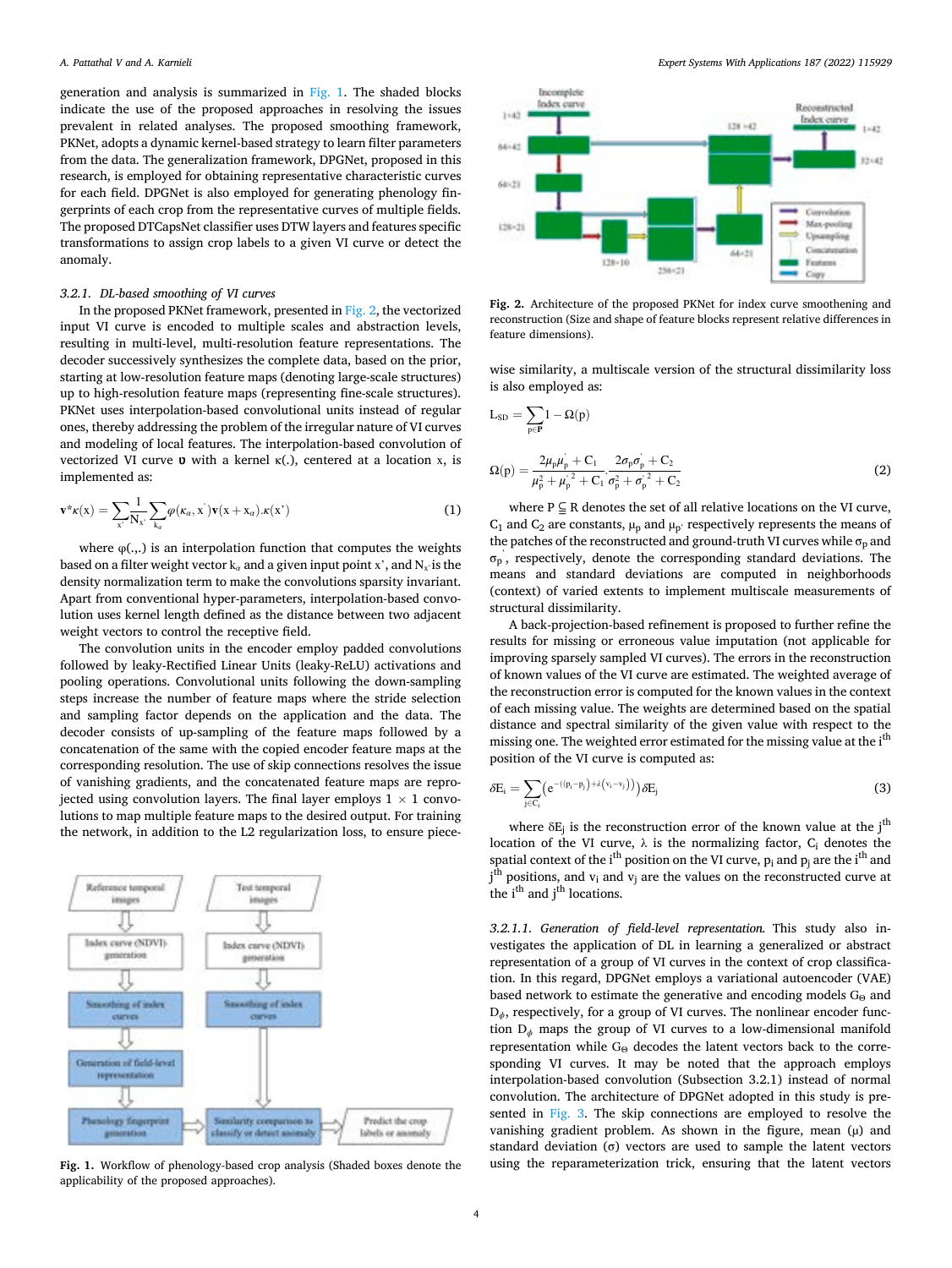generation and analysis is summarized in Fig. 1. The shaded blocks indicate the use of the proposed approaches in resolving the issues prevalent in related analyses. The proposed smoothing framework, PKNet, adopts a dynamic kernel-based strategy to learn filter parameters from the data. The generalization framework, DPGNet, proposed in this research, is employed for obtaining representative characteristic curves for each field. DPGNet is also employed for generating phenology fingerprints of each crop from the representative curves of multiple fields. The proposed DTCapsNet classifier uses DTW layers and features specific transformations to assign crop labels to a given VI curve or detect the anomaly.

Fig. 1. Workflow of phenology-based crop analysis (Shaded boxes denote the applicability of the proposed approaches).

#### 3.2.1. DL-based smoothing of VI curves

In the proposed PKNet framework, presented in Fig. 2, the vectorized input VI curve is encoded to multiple scales and abstraction levels, resulting in multi-level, multi-resolution feature representations. The decoder successively synthesizes the complete data, based on the prior, starting at low-resolution feature maps (denoting large-scale structures) up to high-resolution feature maps (representing fine-scale structures). PKNet uses interpolation-based convolutional units instead of regular ones, thereby addressing the problem of the irregular nature of VI curves and modeling of local features. The interpolation-based convolution of vectorized VI curve $\mathbf{v}$ with a kernel κ(.), centered at a location x, is implemented as:

$$\mathbf{v}^{*}\kappa(\mathrm{x}) = \sum_{\mathrm{x}'}\frac{1}{\mathrm{N}_{\mathrm{x}'}}\sum_{\mathrm{k}_{\alpha}}\varphi(\kappa_{\alpha},\mathrm{x}')\mathbf{v}(\mathrm{x}+\mathrm{x}_{\alpha}).\kappa(\mathrm{x}') \tag{1}$$

where φ(.,.) is an interpolation function that computes the weights based on a filter weight vector $\mathrm{k}_{\alpha}$ and a given input point x', and $\mathrm{N}_{\mathrm{x}'}$ is the density normalization term to make the convolutions sparsity invariant. Apart from conventional hyper-parameters, interpolation-based convolution uses kernel length defined as the distance between two adjacent weight vectors to control the receptive field.

The convolution units in the encoder employ padded convolutions followed by leaky-Rectified Linear Units (leaky-ReLU) activations and pooling operations. Convolutional units following the down-sampling steps increase the number of feature maps where the stride selection and sampling factor depends on the application and the data. The decoder consists of up-sampling of the feature maps followed by a concatenation of the same with the copied encoder feature maps at the corresponding resolution. The use of skip connections resolves the issue of vanishing gradients, and the concatenated feature maps are reprojected using convolution layers. The final layer employs 1 × 1 convolutions to map multiple feature maps to the desired output. For training the network, in addition to the L2 regularization loss, to ensure piece-wise similarity, a multiscale version of the structural dissimilarity loss is also employed as:

Fig. 2. Architecture of the proposed PKNet for index curve smoothening and reconstruction (Size and shape of feature blocks represent relative differences in feature dimensions).

$$\mathrm{L}_{\mathrm{SD}} = \sum_{\mathrm{p}\in\mathbf{P}} 1 - \Omega(\mathrm{p})$$

$$\Omega(\mathrm{p}) = \frac{2\mu_{\mathrm{p}}\mu_{\mathrm{p}}^{'} + \mathrm{C}_1}{\mu_{\mathrm{p}}^{2} + \mu_{\mathrm{p}}^{'\,2} + \mathrm{C}_1}.\frac{2\sigma_{\mathrm{p}}\sigma_{\mathrm{p}}^{'} + \mathrm{C}_2}{\sigma_{\mathrm{p}}^{2} + \sigma_{\mathrm{p}}^{'\,2} + \mathrm{C}_2} \tag{2}$$

where P ⊆ R denotes the set of all relative locations on the VI curve, $\mathrm{C}_1$ and $\mathrm{C}_2$ are constants, $\mu_{\mathrm{p}}$ and $\mu_{\mathrm{p}'}$ respectively represents the means of the patches of the reconstructed and ground-truth VI curves while $\sigma_{\mathrm{p}}$ and $\sigma_{\mathrm{p}}^{'}$, respectively, denote the corresponding standard deviations. The means and standard deviations are computed in neighborhoods (context) of varied extents to implement multiscale measurements of structural dissimilarity.

A back-projection-based refinement is proposed to further refine the results for missing or erroneous value imputation (not applicable for improving sparsely sampled VI curves). The errors in the reconstruction of known values of the VI curve are estimated. The weighted average of the reconstruction error is computed for the known values in the context of each missing value. The weights are determined based on the spatial distance and spectral similarity of the given value with respect to the missing one. The weighted error estimated for the missing value at the i[th] position of the VI curve is computed as:

$$\delta\mathrm{E}_{\mathrm{i}} = \sum_{\mathrm{j}\in\mathrm{C}_{\mathrm{i}}}\left(\mathrm{e}^{-\left((\mathrm{p}_{\mathrm{i}}-\mathrm{p}_{\mathrm{j}})+\lambda(\mathrm{v}_{\mathrm{i}}-\mathrm{v}_{\mathrm{j}})\right)}\right)\delta\mathrm{E}_{\mathrm{j}} \tag{3}$$

where $\delta\mathrm{E}_{\mathrm{j}}$ is the reconstruction error of the known value at the j[th] location of the VI curve, λ is the normalizing factor, $\mathrm{C}_{\mathrm{i}}$ denotes the spatial context of the i[th] position on the VI curve, $\mathrm{p}_{\mathrm{i}}$ and $\mathrm{p}_{\mathrm{j}}$ are the i[th] and j[th] positions, and $\mathrm{v}_{\mathrm{i}}$ and $\mathrm{v}_{\mathrm{j}}$ are the values on the reconstructed curve at the i[th] and j[th] locations.

##### 3.2.1.1. Generation of field-level representation.

This study also investigates the application of DL in learning a generalized or abstract representation of a group of VI curves in the context of crop classification. In this regard, DPGNet employs a variational autoencoder (VAE) based network to estimate the generative and encoding models $\mathrm{G}_{\Theta}$ and $\mathrm{D}_{\phi}$, respectively, for a group of VI curves. The nonlinear encoder function $\mathrm{D}_{\phi}$ maps the group of VI curves to a low-dimensional manifold representation while $\mathrm{G}_{\Theta}$ decodes the latent vectors back to the corresponding VI curves. It may be noted that the approach employs interpolation-based convolution (Subsection 3.2.1) instead of normal convolution. The architecture of DPGNet adopted in this study is presented in Fig. 3. The skip connections are employed to resolve the vanishing gradient problem. As shown in the figure, mean (μ) and standard deviation (σ) vectors are used to sample the latent vectors using the reparameterization trick, ensuring that the latent vectors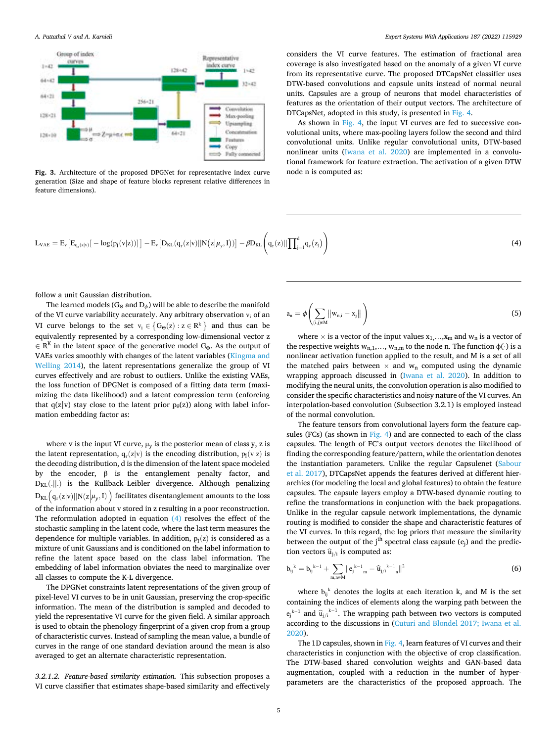Fig. 3. Architecture of the proposed DPGNet for representative index curve generation (Size and shape of feature blocks represent relative differences in feature dimensions).

$$L_{VAE} = E_v\left[E_{q_r(z|v)}\left[-\log(p_f(v|z))\right]\right] - E_v\left[D_{KL}(q_r(z|v)||N(z|\mu_y, I))\right] - \beta D_{KL}\left(q_r(z)||\prod_{j=1}^{d} q_r(z_j)\right) \tag{4}$$

follow a unit Gaussian distribution.

The learned models ($G_\Theta$ and $D_\phi$) will be able to describe the manifold of the VI curve variability accurately. Any arbitrary observation $v_i$ of an VI curve belongs to the set $v_i \in \{G_\Theta(z) : z \in R^k\}$ and thus can be equivalently represented by a corresponding low-dimensional vector z $\in R^K$ in the latent space of the generative model $G_\Theta$. As the output of VAEs varies smoothly with changes of the latent variables (Kingma and Welling 2014), the latent representations generalize the group of VI curves effectively and are robust to outliers. Unlike the existing VAEs, the loss function of DPGNet is composed of a fitting data term (maximizing the data likelihood) and a latent compression term (enforcing that q(z|v) stay close to the latent prior $p_\theta(z)$) along with label information embedding factor as:

where v is the input VI curve, $\mu_y$ is the posterior mean of class y, z is the latent representation, $q_r(z|v)$ is the encoding distribution, $p_f(v|z)$ is the decoding distribution, d is the dimension of the latent space modeled by the encoder, β is the entanglement penalty factor, and $D_{KL}(.||.)$ is the Kullback–Leibler divergence. Although penalizing $D_{KL}\left(q_r(z|v)||N(z|\mu_y, I)\right)$ facilitates disentanglement amounts to the loss of the information about v stored in z resulting in a poor reconstruction. The reformulation adopted in equation (4) resolves the effect of the stochastic sampling in the latent code, where the last term measures the dependence for multiple variables. In addition, $p_f(z)$ is considered as a mixture of unit Gaussians and is conditioned on the label information to refine the latent space based on the class label information. The embedding of label information obviates the need to marginalize over all classes to compute the K-L divergence.

The DPGNet constraints latent representations of the given group of pixel-level VI curves to be in unit Gaussian, preserving the crop-specific information. The mean of the distribution is sampled and decoded to yield the representative VI curve for the given field. A similar approach is used to obtain the phenology fingerprint of a given crop from a group of characteristic curves. Instead of sampling the mean value, a bundle of curves in the range of one standard deviation around the mean is also averaged to get an alternate characteristic representation.

*3.2.1.2. Feature-based similarity estimation.* This subsection proposes a VI curve classifier that estimates shape-based similarity and effectively considers the VI curve features. The estimation of fractional area coverage is also investigated based on the anomaly of a given VI curve from its representative curve. The proposed DTCapsNet classifier uses DTW-based convolutions and capsule units instead of normal neural units. Capsules are a group of neurons that model characteristics of features as the orientation of their output vectors. The architecture of DTCapsNet, adopted in this study, is presented in Fig. 4.

As shown in Fig. 4, the input VI curves are fed to successive convolutional units, where max-pooling layers follow the second and third convolutional units. Unlike regular convolutional units, DTW-based nonlinear units (Iwana et al. 2020) are implemented in a convolutional framework for feature extraction. The activation of a given DTW node n is computed as:

$$a_n = \phi\left(\sum_{(i,j)\in M} \|w_{n,i} - x_j\|\right) \tag{5}$$

where × is a vector of the input values $x_1,\ldots,x_m$ and $w_n$ is a vector of the respective weights $w_{n,1},\ldots, w_{n,m}$ to the node n. The function $\phi(\cdot)$ is a nonlinear activation function applied to the result, and M is a set of all the matched pairs between × and $w_n$ computed using the dynamic wrapping approach discussed in (Iwana et al. 2020). In addition to modifying the neural units, the convolution operation is also modified to consider the specific characteristics and noisy nature of the VI curves. An interpolation-based convolution (Subsection 3.2.1) is employed instead of the normal convolution.

The feature tensors from convolutional layers form the feature capsules (FCs) (as shown in Fig. 4) and are connected to each of the class capsules. The length of FC's output vectors denotes the likelihood of finding the corresponding feature/pattern, while the orientation denotes the instantiation parameters. Unlike the regular Capsulenet (Sabour et al. 2017), DTCapsNet appends the features derived at different hierarchies (for modeling the local and global features) to obtain the feature capsules. The capsule layers employ a DTW-based dynamic routing to refine the transformations in conjunction with the back propagations. Unlike in the regular capsule network implementations, the dynamic routing is modified to consider the shape and characteristic features of the VI curves. In this regard, the log priors that measure the similarity between the output of the j[th] spectral class capsule ($e_j$) and the prediction vectors $\widehat{u}_{j/i}$ is computed as:

$$b_{ij}^{k} = b_{ij}^{k-1} + \sum_{m,n\in M} \|e_{j\ m}^{k-1} - \widehat{u}_{j/i\ n}^{k-1}\|^2 \tag{6}$$

where $b_{ij}^{k}$ denotes the logits at each iteration k, and M is the set containing the indices of elements along the warping path between the $e_j^{k-1}$ and $\widehat{u}_{j/i}^{k-1}$. The wrapping path between two vectors is computed according to the discussions in (Cuturi and Blondel 2017; Iwana et al. 2020).

The 1D capsules, shown in Fig. 4, learn features of VI curves and their characteristics in conjunction with the objective of crop classification. The DTW-based shared convolution weights and GAN-based data augmentation, coupled with a reduction in the number of hyper-parameters are the characteristics of the proposed approach. The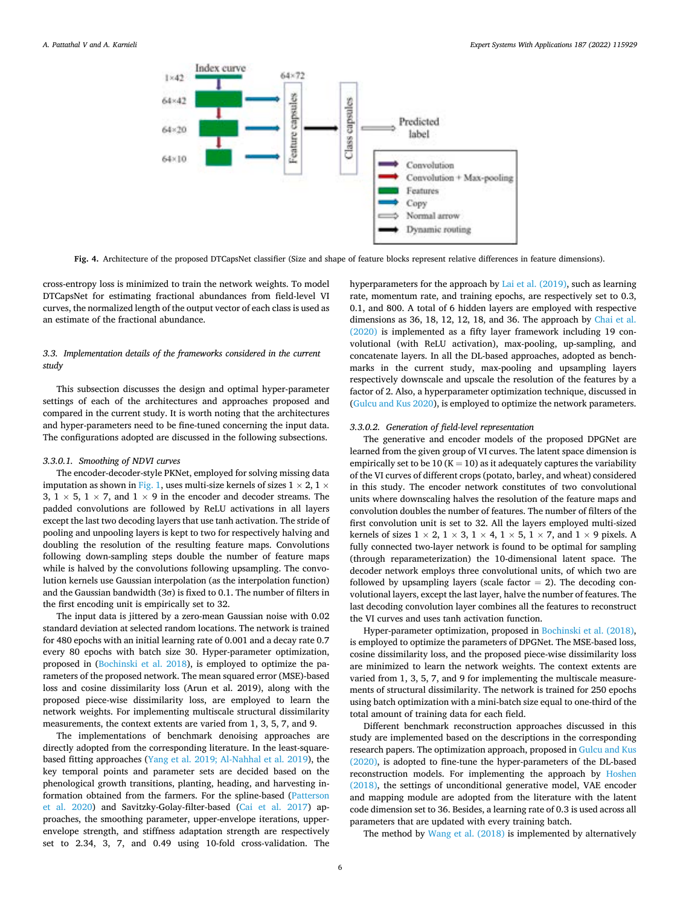Fig. 4. Architecture of the proposed DTCapsNet classifier (Size and shape of feature blocks represent relative differences in feature dimensions).

cross-entropy loss is minimized to train the network weights. To model DTCapsNet for estimating fractional abundances from field-level VI curves, the normalized length of the output vector of each class is used as an estimate of the fractional abundance.

### 3.3. Implementation details of the frameworks considered in the current study

This subsection discusses the design and optimal hyper-parameter settings of each of the architectures and approaches proposed and compared in the current study. It is worth noting that the architectures and hyper-parameters need to be fine-tuned concerning the input data. The configurations adopted are discussed in the following subsections.

#### 3.3.0.1. Smoothing of NDVI curves

The encoder-decoder-style PKNet, employed for solving missing data imputation as shown in Fig. 1, uses multi-size kernels of sizes 1 × 2, 1 × 3, 1 × 5, 1 × 7, and 1 × 9 in the encoder and decoder streams. The padded convolutions are followed by ReLU activations in all layers except the last two decoding layers that use tanh activation. The stride of pooling and unpooling layers is kept to two for respectively halving and doubling the resolution of the resulting feature maps. Convolutions following down-sampling steps double the number of feature maps while is halved by the convolutions following upsampling. The convolution kernels use Gaussian interpolation (as the interpolation function) and the Gaussian bandwidth (3σ) is fixed to 0.1. The number of filters in the first encoding unit is empirically set to 32.

The input data is jittered by a zero-mean Gaussian noise with 0.02 standard deviation at selected random locations. The network is trained for 480 epochs with an initial learning rate of 0.001 and a decay rate 0.7 every 80 epochs with batch size 30. Hyper-parameter optimization, proposed in (Bochinski et al. 2018), is employed to optimize the parameters of the proposed network. The mean squared error (MSE)-based loss and cosine dissimilarity loss (Arun et al. 2019), along with the proposed piece-wise dissimilarity loss, are employed to learn the network weights. For implementing multiscale structural dissimilarity measurements, the context extents are varied from 1, 3, 5, 7, and 9.

The implementations of benchmark denoising approaches are directly adopted from the corresponding literature. In the least-square-based fitting approaches (Yang et al. 2019; Al-Nahhal et al. 2019), the key temporal points and parameter sets are decided based on the phenological growth transitions, planting, heading, and harvesting information obtained from the farmers. For the spline-based (Patterson et al. 2020) and Savitzky-Golay-filter-based (Cai et al. 2017) approaches, the smoothing parameter, upper-envelope iterations, upper-envelope strength, and stiffness adaptation strength are respectively set to 2.34, 3, 7, and 0.49 using 10-fold cross-validation. The hyperparameters for the approach by Lai et al. (2019), such as learning rate, momentum rate, and training epochs, are respectively set to 0.3, 0.1, and 800. A total of 6 hidden layers are employed with respective dimensions as 36, 18, 12, 12, 18, and 36. The approach by Chai et al. (2020) is implemented as a fifty layer framework including 19 convolutional (with ReLU activation), max-pooling, up-sampling, and concatenate layers. In all the DL-based approaches, adopted as benchmarks in the current study, max-pooling and upsampling layers respectively downscale and upscale the resolution of the features by a factor of 2. Also, a hyperparameter optimization technique, discussed in (Gulcu and Kus 2020), is employed to optimize the network parameters.

#### 3.3.0.2. Generation of field-level representation

The generative and encoder models of the proposed DPGNet are learned from the given group of VI curves. The latent space dimension is empirically set to be 10 (K = 10) as it adequately captures the variability of the VI curves of different crops (potato, barley, and wheat) considered in this study. The encoder network constitutes of two convolutional units where downscaling halves the resolution of the feature maps and convolution doubles the number of features. The number of filters of the first convolution unit is set to 32. All the layers employed multi-sized kernels of sizes 1 × 2, 1 × 3, 1 × 4, 1 × 5, 1 × 7, and 1 × 9 pixels. A fully connected two-layer network is found to be optimal for sampling (through reparameterization) the 10-dimensional latent space. The decoder network employs three convolutional units, of which two are followed by upsampling layers (scale factor = 2). The decoding convolutional layers, except the last layer, halve the number of features. The last decoding convolution layer combines all the features to reconstruct the VI curves and uses tanh activation function.

Hyper-parameter optimization, proposed in Bochinski et al. (2018), is employed to optimize the parameters of DPGNet. The MSE-based loss, cosine dissimilarity loss, and the proposed piece-wise dissimilarity loss are minimized to learn the network weights. The context extents are varied from 1, 3, 5, 7, and 9 for implementing the multiscale measurements of structural dissimilarity. The network is trained for 250 epochs using batch optimization with a mini-batch size equal to one-third of the total amount of training data for each field.

Different benchmark reconstruction approaches discussed in this study are implemented based on the descriptions in the corresponding research papers. The optimization approach, proposed in Gulcu and Kus (2020), is adopted to fine-tune the hyper-parameters of the DL-based reconstruction models. For implementing the approach by Hoshen (2018), the settings of unconditional generative model, VAE encoder and mapping module are adopted from the literature with the latent code dimension set to 36. Besides, a learning rate of 0.3 is used across all parameters that are updated with every training batch.

The method by Wang et al. (2018) is implemented by alternatively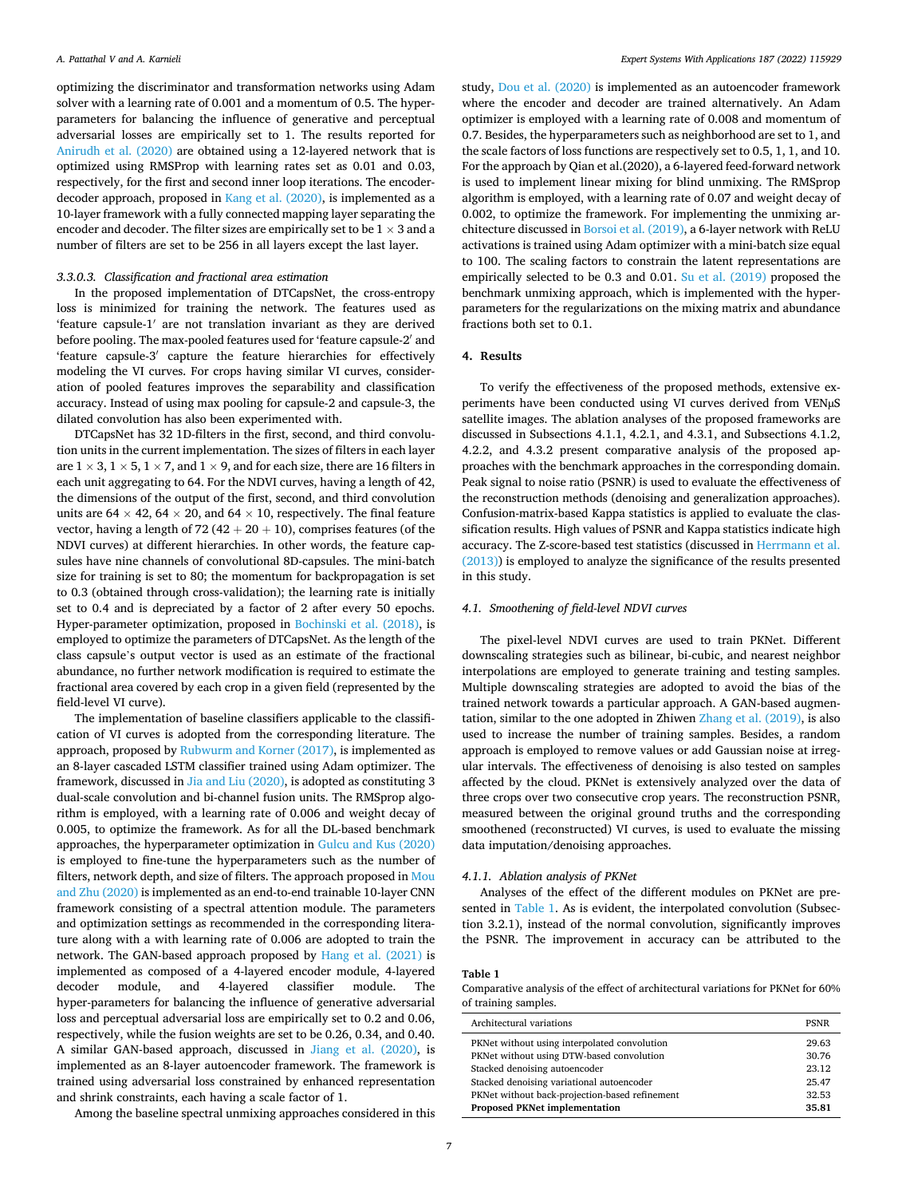optimizing the discriminator and transformation networks using Adam solver with a learning rate of 0.001 and a momentum of 0.5. The hyperparameters for balancing the influence of generative and perceptual adversarial losses are empirically set to 1. The results reported for Anirudh et al. (2020) are obtained using a 12-layered network that is optimized using RMSProp with learning rates set as 0.01 and 0.03, respectively, for the first and second inner loop iterations. The encoder-decoder approach, proposed in Kang et al. (2020), is implemented as a 10-layer framework with a fully connected mapping layer separating the encoder and decoder. The filter sizes are empirically set to be $1 \times 3$ and a number of filters are set to be 256 in all layers except the last layer.

#### 3.3.0.3. Classification and fractional area estimation

In the proposed implementation of DTCapsNet, the cross-entropy loss is minimized for training the network. The features used as 'feature capsule-1′ are not translation invariant as they are derived before pooling. The max-pooled features used for 'feature capsule-2′ and 'feature capsule-3′ capture the feature hierarchies for effectively modeling the VI curves. For crops having similar VI curves, consideration of pooled features improves the separability and classification accuracy. Instead of using max pooling for capsule-2 and capsule-3, the dilated convolution has also been experimented with.

DTCapsNet has 32 1D-filters in the first, second, and third convolution units in the current implementation. The sizes of filters in each layer are $1 \times 3$, $1 \times 5$, $1 \times 7$, and $1 \times 9$, and for each size, there are 16 filters in each unit aggregating to 64. For the NDVI curves, having a length of 42, the dimensions of the output of the first, second, and third convolution units are $64 \times 42$, $64 \times 20$, and $64 \times 10$, respectively. The final feature vector, having a length of 72 ($42 + 20 + 10$), comprises features (of the NDVI curves) at different hierarchies. In other words, the feature capsules have nine channels of convolutional 8D-capsules. The mini-batch size for training is set to 80; the momentum for backpropagation is set to 0.3 (obtained through cross-validation); the learning rate is initially set to 0.4 and is depreciated by a factor of 2 after every 50 epochs. Hyper-parameter optimization, proposed in Bochinski et al. (2018), is employed to optimize the parameters of DTCapsNet. As the length of the class capsule's output vector is used as an estimate of the fractional abundance, no further network modification is required to estimate the fractional area covered by each crop in a given field (represented by the field-level VI curve).

The implementation of baseline classifiers applicable to the classification of VI curves is adopted from the corresponding literature. The approach, proposed by Rubwurm and Korner (2017), is implemented as an 8-layer cascaded LSTM classifier trained using Adam optimizer. The framework, discussed in Jia and Liu (2020), is adopted as constituting 3 dual-scale convolution and bi-channel fusion units. The RMSprop algorithm is employed, with a learning rate of 0.006 and weight decay of 0.005, to optimize the framework. As for all the DL-based benchmark approaches, the hyperparameter optimization in Gulcu and Kus (2020) is employed to fine-tune the hyperparameters such as the number of filters, network depth, and size of filters. The approach proposed in Mou and Zhu (2020) is implemented as an end-to-end trainable 10-layer CNN framework consisting of a spectral attention module. The parameters and optimization settings as recommended in the corresponding literature along with a with learning rate of 0.006 are adopted to train the network. The GAN-based approach proposed by Hang et al. (2021) is implemented as composed of a 4-layered encoder module, 4-layered decoder module, and 4-layered classifier module. The hyper-parameters for balancing the influence of generative adversarial loss and perceptual adversarial loss are empirically set to 0.2 and 0.06, respectively, while the fusion weights are set to be 0.26, 0.34, and 0.40. A similar GAN-based approach, discussed in Jiang et al. (2020), is implemented as an 8-layer autoencoder framework. The framework is trained using adversarial loss constrained by enhanced representation and shrink constraints, each having a scale factor of 1.

Among the baseline spectral unmixing approaches considered in this study, Dou et al. (2020) is implemented as an autoencoder framework where the encoder and decoder are trained alternatively. An Adam optimizer is employed with a learning rate of 0.008 and momentum of 0.7. Besides, the hyperparameters such as neighborhood are set to 1, and the scale factors of loss functions are respectively set to 0.5, 1, 1, and 10. For the approach by Qian et al.(2020), a 6-layered feed-forward network is used to implement linear mixing for blind unmixing. The RMSprop algorithm is employed, with a learning rate of 0.07 and weight decay of 0.002, to optimize the framework. For implementing the unmixing architecture discussed in Borsoi et al. (2019), a 6-layer network with ReLU activations is trained using Adam optimizer with a mini-batch size equal to 100. The scaling factors to constrain the latent representations are empirically selected to be 0.3 and 0.01. Su et al. (2019) proposed the benchmark unmixing approach, which is implemented with the hyperparameters for the regularizations on the mixing matrix and abundance fractions both set to 0.1.

## 4. Results

To verify the effectiveness of the proposed methods, extensive experiments have been conducted using VI curves derived from VENμS satellite images. The ablation analyses of the proposed frameworks are discussed in Subsections 4.1.1, 4.2.1, and 4.3.1, and Subsections 4.1.2, 4.2.2, and 4.3.2 present comparative analysis of the proposed approaches with the benchmark approaches in the corresponding domain. Peak signal to noise ratio (PSNR) is used to evaluate the effectiveness of the reconstruction methods (denoising and generalization approaches). Confusion-matrix-based Kappa statistics is applied to evaluate the classification results. High values of PSNR and Kappa statistics indicate high accuracy. The Z-score-based test statistics (discussed in Herrmann et al. (2013)) is employed to analyze the significance of the results presented in this study.

### 4.1. Smoothening of field-level NDVI curves

The pixel-level NDVI curves are used to train PKNet. Different downscaling strategies such as bilinear, bi-cubic, and nearest neighbor interpolations are employed to generate training and testing samples. Multiple downscaling strategies are adopted to avoid the bias of the trained network towards a particular approach. A GAN-based augmentation, similar to the one adopted in Zhiwen Zhang et al. (2019), is also used to increase the number of training samples. Besides, a random approach is employed to remove values or add Gaussian noise at irregular intervals. The effectiveness of denoising is also tested on samples affected by the cloud. PKNet is extensively analyzed over the data of three crops over two consecutive crop years. The reconstruction PSNR, measured between the original ground truths and the corresponding smoothened (reconstructed) VI curves, is used to evaluate the missing data imputation/denoising approaches.

#### 4.1.1. Ablation analysis of PKNet

Analyses of the effect of the different modules on PKNet are presented in Table 1. As is evident, the interpolated convolution (Subsection 3.2.1), instead of the normal convolution, significantly improves the PSNR. The improvement in accuracy can be attributed to the

**Table 1**
Comparative analysis of the effect of architectural variations for PKNet for 60% of training samples.

| Architectural variations | PSNR |
|---|---|
| PKNet without using interpolated convolution | 29.63 |
| PKNet without using DTW-based convolution | 30.76 |
| Stacked denoising autoencoder | 23.12 |
| Stacked denoising variational autoencoder | 25.47 |
| PKNet without back-projection-based refinement | 32.53 |
| **Proposed PKNet implementation** | **35.81** |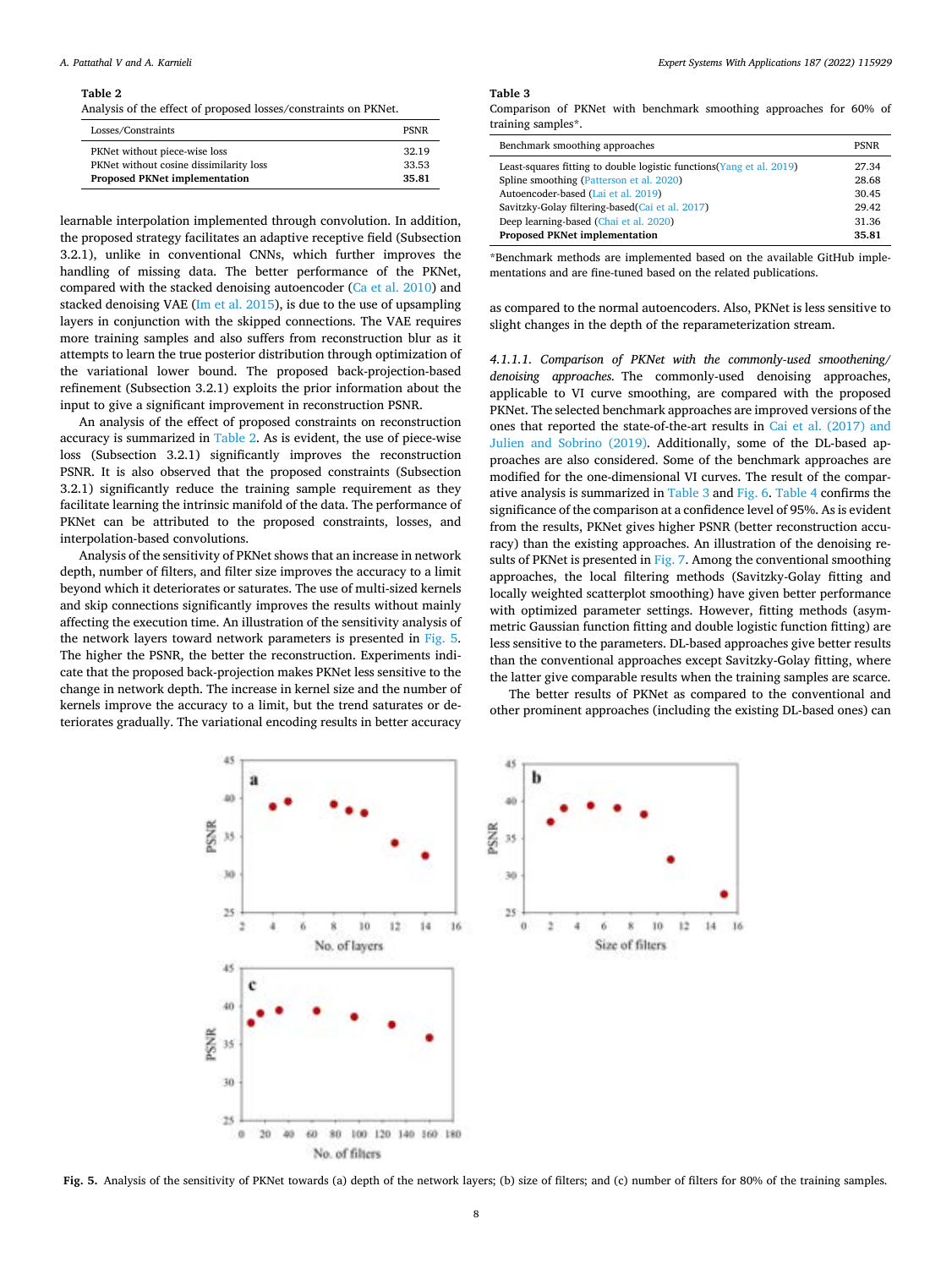**Table 2**
Analysis of the effect of proposed losses/constraints on PKNet.

| Losses/Constraints | PSNR |
|---|---|
| PKNet without piece-wise loss | 32.19 |
| PKNet without cosine dissimilarity loss | 33.53 |
| **Proposed PKNet implementation** | **35.81** |

learnable interpolation implemented through convolution. In addition, the proposed strategy facilitates an adaptive receptive field (Subsection 3.2.1), unlike in conventional CNNs, which further improves the handling of missing data. The better performance of the PKNet, compared with the stacked denoising autoencoder (Ca et al. 2010) and stacked denoising VAE (Im et al. 2015), is due to the use of upsampling layers in conjunction with the skipped connections. The VAE requires more training samples and also suffers from reconstruction blur as it attempts to learn the true posterior distribution through optimization of the variational lower bound. The proposed back-projection-based refinement (Subsection 3.2.1) exploits the prior information about the input to give a significant improvement in reconstruction PSNR.

An analysis of the effect of proposed constraints on reconstruction accuracy is summarized in Table 2. As is evident, the use of piece-wise loss (Subsection 3.2.1) significantly improves the reconstruction PSNR. It is also observed that the proposed constraints (Subsection 3.2.1) significantly reduce the training sample requirement as they facilitate learning the intrinsic manifold of the data. The performance of PKNet can be attributed to the proposed constraints, losses, and interpolation-based convolutions.

Analysis of the sensitivity of PKNet shows that an increase in network depth, number of filters, and filter size improves the accuracy to a limit beyond which it deteriorates or saturates. The use of multi-sized kernels and skip connections significantly improves the results without mainly affecting the execution time. An illustration of the sensitivity analysis of the network layers toward network parameters is presented in Fig. 5. The higher the PSNR, the better the reconstruction. Experiments indicate that the proposed back-projection makes PKNet less sensitive to the change in network depth. The increase in kernel size and the number of kernels improve the accuracy to a limit, but the trend saturates or deteriorates gradually. The variational encoding results in better accuracy as compared to the normal autoencoders. Also, PKNet is less sensitive to slight changes in the depth of the reparameterization stream.

**Table 3**
Comparison of PKNet with benchmark smoothing approaches for 60% of training samples*.

| Benchmark smoothing approaches | PSNR |
|---|---|
| Least-squares fitting to double logistic functions(Yang et al. 2019) | 27.34 |
| Spline smoothing (Patterson et al. 2020) | 28.68 |
| Autoencoder-based (Lai et al. 2019) | 30.45 |
| Savitzky-Golay filtering-based(Cai et al. 2017) | 29.42 |
| Deep learning-based (Chai et al. 2020) | 31.36 |
| **Proposed PKNet implementation** | **35.81** |

*Benchmark methods are implemented based on the available GitHub implementations and are fine-tuned based on the related publications.

*4.1.1.1. Comparison of PKNet with the commonly-used smoothening/denoising approaches.* The commonly-used denoising approaches, applicable to VI curve smoothing, are compared with the proposed PKNet. The selected benchmark approaches are improved versions of the ones that reported the state-of-the-art results in Cai et al. (2017) and Julien and Sobrino (2019). Additionally, some of the DL-based approaches are also considered. Some of the benchmark approaches are modified for the one-dimensional VI curves. The result of the comparative analysis is summarized in Table 3 and Fig. 6. Table 4 confirms the significance of the comparison at a confidence level of 95%. As is evident from the results, PKNet gives higher PSNR (better reconstruction accuracy) than the existing approaches. An illustration of the denoising results of PKNet is presented in Fig. 7. Among the conventional smoothing approaches, the local filtering methods (Savitzky-Golay fitting and locally weighted scatterplot smoothing) have given better performance with optimized parameter settings. However, fitting methods (asymmetric Gaussian function fitting and double logistic function fitting) are less sensitive to the parameters. DL-based approaches give better results than the conventional approaches except Savitzky-Golay fitting, where the latter give comparable results when the training samples are scarce.

The better results of PKNet as compared to the conventional and other prominent approaches (including the existing DL-based ones) can

**Fig. 5.** Analysis of the sensitivity of PKNet towards (a) depth of the network layers; (b) size of filters; and (c) number of filters for 80% of the training samples.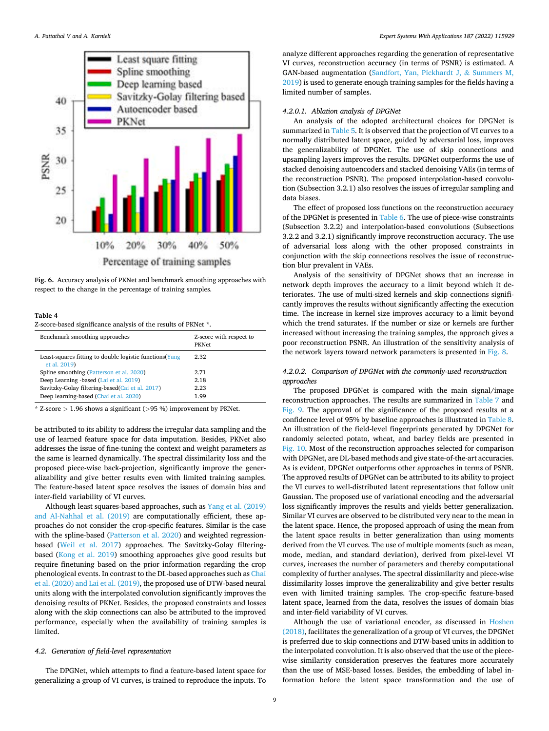Fig. 6. Accuracy analysis of PKNet and benchmark smoothing approaches with respect to the change in the percentage of training samples.

**Table 4**
Z-score-based significance analysis of the results of PKNet *.

| Benchmark smoothing approaches | Z-score with respect to PKNet |
|---|---|
| Least-squares fitting to double logistic functions(Yang et al. 2019) | 2.32 |
| Spline smoothing (Patterson et al. 2020) | 2.71 |
| Deep Learning -based (Lai et al. 2019) | 2.18 |
| Savitzky-Golay filtering-based(Cai et al. 2017) | 2.23 |
| Deep learning-based (Chai et al. 2020) | 1.99 |

* Z-score > 1.96 shows a significant (>95 %) improvement by PKNet.

be attributed to its ability to address the irregular data sampling and the use of learned feature space for data imputation. Besides, PKNet also addresses the issue of fine-tuning the context and weight parameters as the same is learned dynamically. The spectral dissimilarity loss and the proposed piece-wise back-projection, significantly improve the generalizability and give better results even with limited training samples. The feature-based latent space resolves the issues of domain bias and inter-field variability of VI curves.

Although least squares-based approaches, such as Yang et al. (2019) and Al-Nahhal et al. (2019) are computationally efficient, these approaches do not consider the crop-specific features. Similar is the case with the spline-based (Patterson et al. 2020) and weighted regression-based (Weil et al. 2017) approaches. The Savitzky-Golay filtering-based (Kong et al. 2019) smoothing approaches give good results but require finetuning based on the prior information regarding the crop phenological events. In contrast to the DL-based approaches such as Chai et al. (2020) and Lai et al. (2019), the proposed use of DTW-based neural units along with the interpolated convolution significantly improves the denoising results of PKNet. Besides, the proposed constraints and losses along with the skip connections can also be attributed to the improved performance, especially when the availability of training samples is limited.

### 4.2. Generation of field-level representation

The DPGNet, which attempts to find a feature-based latent space for generalizing a group of VI curves, is trained to reproduce the inputs. To analyze different approaches regarding the generation of representative VI curves, reconstruction accuracy (in terms of PSNR) is estimated. A GAN-based augmentation (Sandfort, Yan, Pickhardt J, & Summers M, 2019) is used to generate enough training samples for the fields having a limited number of samples.

#### 4.2.0.1. Ablation analysis of DPGNet

An analysis of the adopted architectural choices for DPGNet is summarized in Table 5. It is observed that the projection of VI curves to a normally distributed latent space, guided by adversarial loss, improves the generalizability of DPGNet. The use of skip connections and upsampling layers improves the results. DPGNet outperforms the use of stacked denoising autoencoders and stacked denoising VAEs (in terms of the reconstruction PSNR). The proposed interpolation-based convolution (Subsection 3.2.1) also resolves the issues of irregular sampling and data biases.

The effect of proposed loss functions on the reconstruction accuracy of the DPGNet is presented in Table 6. The use of piece-wise constraints (Subsection 3.2.2) and interpolation-based convolutions (Subsections 3.2.2 and 3.2.1) significantly improve reconstruction accuracy. The use of adversarial loss along with the other proposed constraints in conjunction with the skip connections resolves the issue of reconstruction blur prevalent in VAEs.

Analysis of the sensitivity of DPGNet shows that an increase in network depth improves the accuracy to a limit beyond which it deteriorates. The use of multi-sized kernels and skip connections significantly improves the results without significantly affecting the execution time. The increase in kernel size improves accuracy to a limit beyond which the trend saturates. If the number or size or kernels are further increased without increasing the training samples, the approach gives a poor reconstruction PSNR. An illustration of the sensitivity analysis of the network layers toward network parameters is presented in Fig. 8.

#### 4.2.0.2. Comparison of DPGNet with the commonly-used reconstruction approaches

The proposed DPGNet is compared with the main signal/image reconstruction approaches. The results are summarized in Table 7 and Fig. 9. The approval of the significance of the proposed results at a confidence level of 95% by baseline approaches is illustrated in Table 8. An illustration of the field-level fingerprints generated by DPGNet for randomly selected potato, wheat, and barley fields are presented in Fig. 10. Most of the reconstruction approaches selected for comparison with DPGNet, are DL-based methods and give state-of-the-art accuracies. As is evident, DPGNet outperforms other approaches in terms of PSNR. The approved results of DPGNet can be attributed to its ability to project the VI curves to well-distributed latent representations that follow unit Gaussian. The proposed use of variational encoding and the adversarial loss significantly improves the results and yields better generalization. Similar VI curves are observed to be distributed very near to the mean in the latent space. Hence, the proposed approach of using the mean from the latent space results in better generalization than using moments derived from the VI curves. The use of multiple moments (such as mean, mode, median, and standard deviation), derived from pixel-level VI curves, increases the number of parameters and thereby computational complexity of further analyses. The spectral dissimilarity and piece-wise dissimilarity losses improve the generalizability and give better results even with limited training samples. The crop-specific feature-based latent space, learned from the data, resolves the issues of domain bias and inter-field variability of VI curves.

Although the use of variational encoder, as discussed in Hoshen (2018), facilitates the generalization of a group of VI curves, the DPGNet is preferred due to skip connections and DTW-based units in addition to the interpolated convolution. It is also observed that the use of the piece-wise similarity consideration preserves the features more accurately than the use of MSE-based losses. Besides, the embedding of label information before the latent space transformation and the use of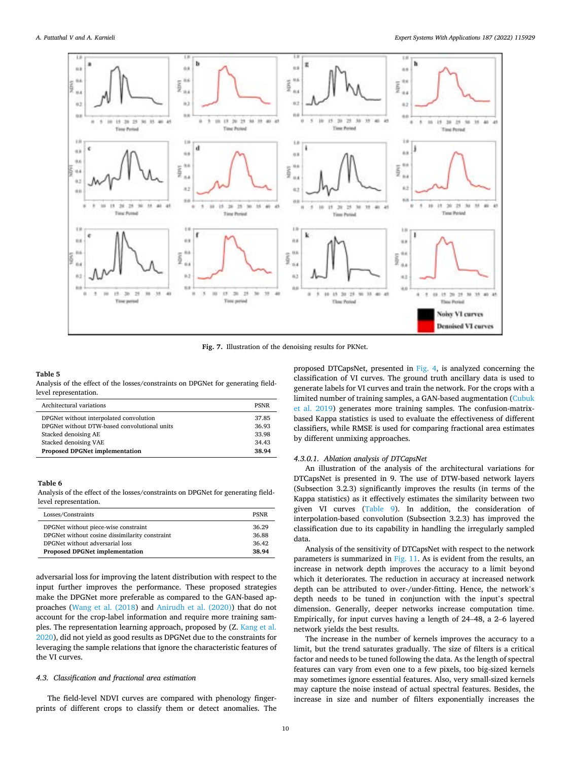**Fig. 7.** Illustration of the denoising results for PKNet.

**Table 5**
Analysis of the effect of the losses/constraints on DPGNet for generating field-level representation.

| Architectural variations | PSNR |
|---|---|
| DPGNet without interpolated convolution | 37.85 |
| DPGNet without DTW-based convolutional units | 36.93 |
| Stacked denoising AE | 33.98 |
| Stacked denoising VAE | 34.43 |
| **Proposed DPGNet implementation** | **38.94** |

**Table 6**
Analysis of the effect of the losses/constraints on DPGNet for generating field-level representation.

| Losses/Constraints | PSNR |
|---|---|
| DPGNet without piece-wise constraint | 36.29 |
| DPGNet without cosine dissimilarity constraint | 36.88 |
| DPGNet without adversarial loss | 36.42 |
| **Proposed DPGNet implementation** | **38.94** |

adversarial loss for improving the latent distribution with respect to the input further improves the performance. These proposed strategies make the DPGNet more preferable as compared to the GAN-based approaches (Wang et al. (2018) and Anirudh et al. (2020)) that do not account for the crop-label information and require more training samples. The representation learning approach, proposed by (Z. Kang et al. 2020), did not yield as good results as DPGNet due to the constraints for leveraging the sample relations that ignore the characteristic features of the VI curves.

### 4.3. Classification and fractional area estimation

The field-level NDVI curves are compared with phenology fingerprints of different crops to classify them or detect anomalies. The proposed DTCapsNet, presented in Fig. 4, is analyzed concerning the classification of VI curves. The ground truth ancillary data is used to generate labels for VI curves and train the network. For the crops with a limited number of training samples, a GAN-based augmentation (Cubuk et al. 2019) generates more training samples. The confusion-matrix-based Kappa statistics is used to evaluate the effectiveness of different classifiers, while RMSE is used for comparing fractional area estimates by different unmixing approaches.

#### 4.3.0.1. Ablation analysis of DTCapsNet

An illustration of the analysis of the architectural variations for DTCapsNet is presented in 9. The use of DTW-based network layers (Subsection 3.2.3) significantly improves the results (in terms of the Kappa statistics) as it effectively estimates the similarity between two given VI curves (Table 9). In addition, the consideration of interpolation-based convolution (Subsection 3.2.3) has improved the classification due to its capability in handling the irregularly sampled data.

Analysis of the sensitivity of DTCapsNet with respect to the network parameters is summarized in Fig. 11. As is evident from the results, an increase in network depth improves the accuracy to a limit beyond which it deteriorates. The reduction in accuracy at increased network depth can be attributed to over-/under-fitting. Hence, the network's depth needs to be tuned in conjunction with the input's spectral dimension. Generally, deeper networks increase computation time. Empirically, for input curves having a length of 24–48, a 2–6 layered network yields the best results.

The increase in the number of kernels improves the accuracy to a limit, but the trend saturates gradually. The size of filters is a critical factor and needs to be tuned following the data. As the length of spectral features can vary from even one to a few pixels, too big-sized kernels may sometimes ignore essential features. Also, very small-sized kernels may capture the noise instead of actual spectral features. Besides, the increase in size and number of filters exponentially increases the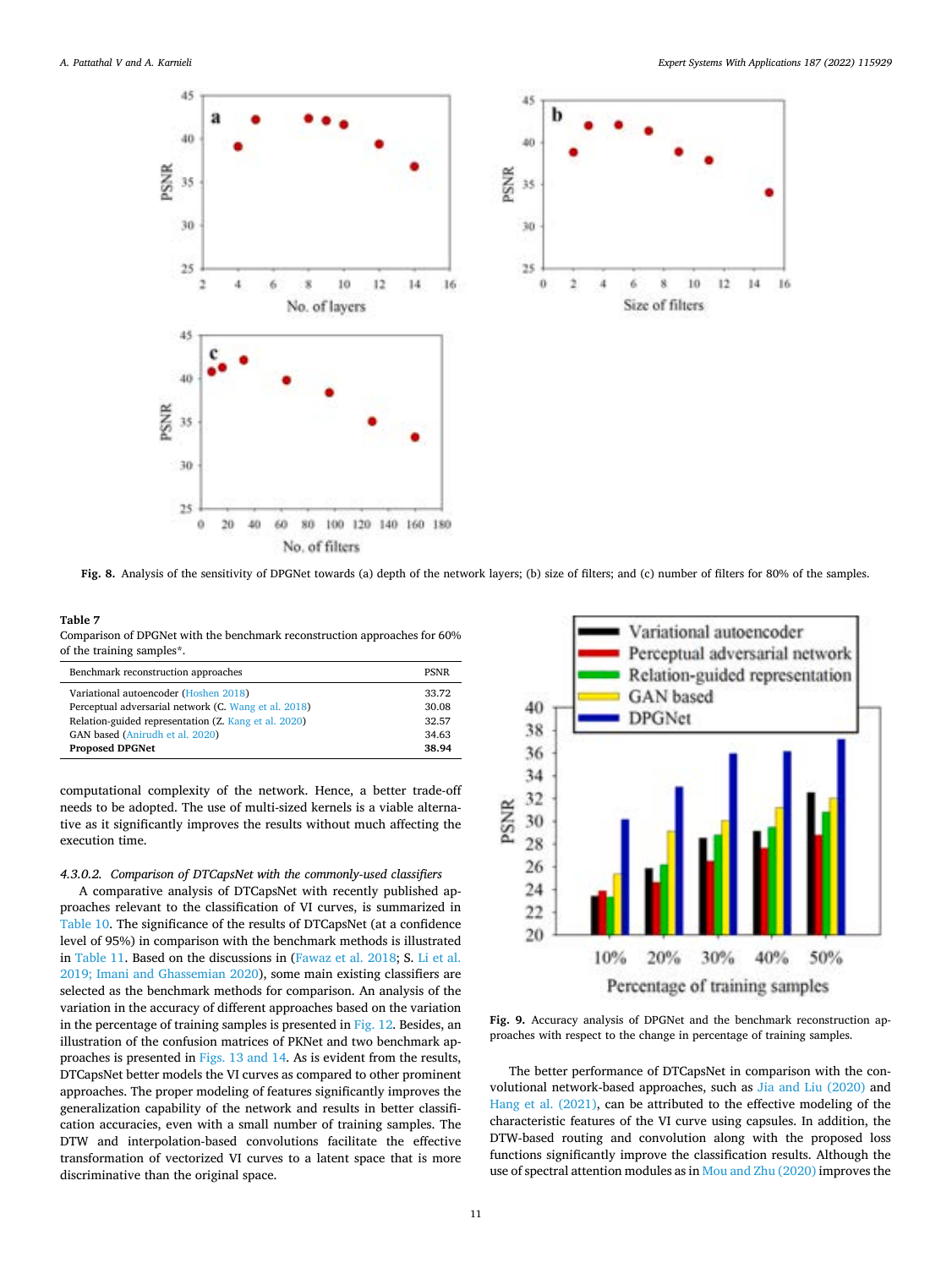Fig. 8. Analysis of the sensitivity of DPGNet towards (a) depth of the network layers; (b) size of filters; and (c) number of filters for 80% of the samples.

**Table 7**
Comparison of DPGNet with the benchmark reconstruction approaches for 60% of the training samples*.

| Benchmark reconstruction approaches | PSNR |
|---|---|
| Variational autoencoder (Hoshen 2018) | 33.72 |
| Perceptual adversarial network (C. Wang et al. 2018) | 30.08 |
| Relation-guided representation (Z. Kang et al. 2020) | 32.57 |
| GAN based (Anirudh et al. 2020) | 34.63 |
| **Proposed DPGNet** | **38.94** |

computational complexity of the network. Hence, a better trade-off needs to be adopted. The use of multi-sized kernels is a viable alternative as it significantly improves the results without much affecting the execution time.

*4.3.0.2. Comparison of DTCapsNet with the commonly-used classifiers*

A comparative analysis of DTCapsNet with recently published approaches relevant to the classification of VI curves, is summarized in Table 10. The significance of the results of DTCapsNet (at a confidence level of 95%) in comparison with the benchmark methods is illustrated in Table 11. Based on the discussions in (Fawaz et al. 2018; S. Li et al. 2019; Imani and Ghassemian 2020), some main existing classifiers are selected as the benchmark methods for comparison. An analysis of the variation in the accuracy of different approaches based on the variation in the percentage of training samples is presented in Fig. 12. Besides, an illustration of the confusion matrices of PKNet and two benchmark approaches is presented in Figs. 13 and 14. As is evident from the results, DTCapsNet better models the VI curves as compared to other prominent approaches. The proper modeling of features significantly improves the generalization capability of the network and results in better classification accuracies, even with a small number of training samples. The DTW and interpolation-based convolutions facilitate the effective transformation of vectorized VI curves to a latent space that is more discriminative than the original space.

Fig. 9. Accuracy analysis of DPGNet and the benchmark reconstruction approaches with respect to the change in percentage of training samples.

The better performance of DTCapsNet in comparison with the convolutional network-based approaches, such as Jia and Liu (2020) and Hang et al. (2021), can be attributed to the effective modeling of the characteristic features of the VI curve using capsules. In addition, the DTW-based routing and convolution along with the proposed loss functions significantly improve the classification results. Although the use of spectral attention modules as in Mou and Zhu (2020) improves the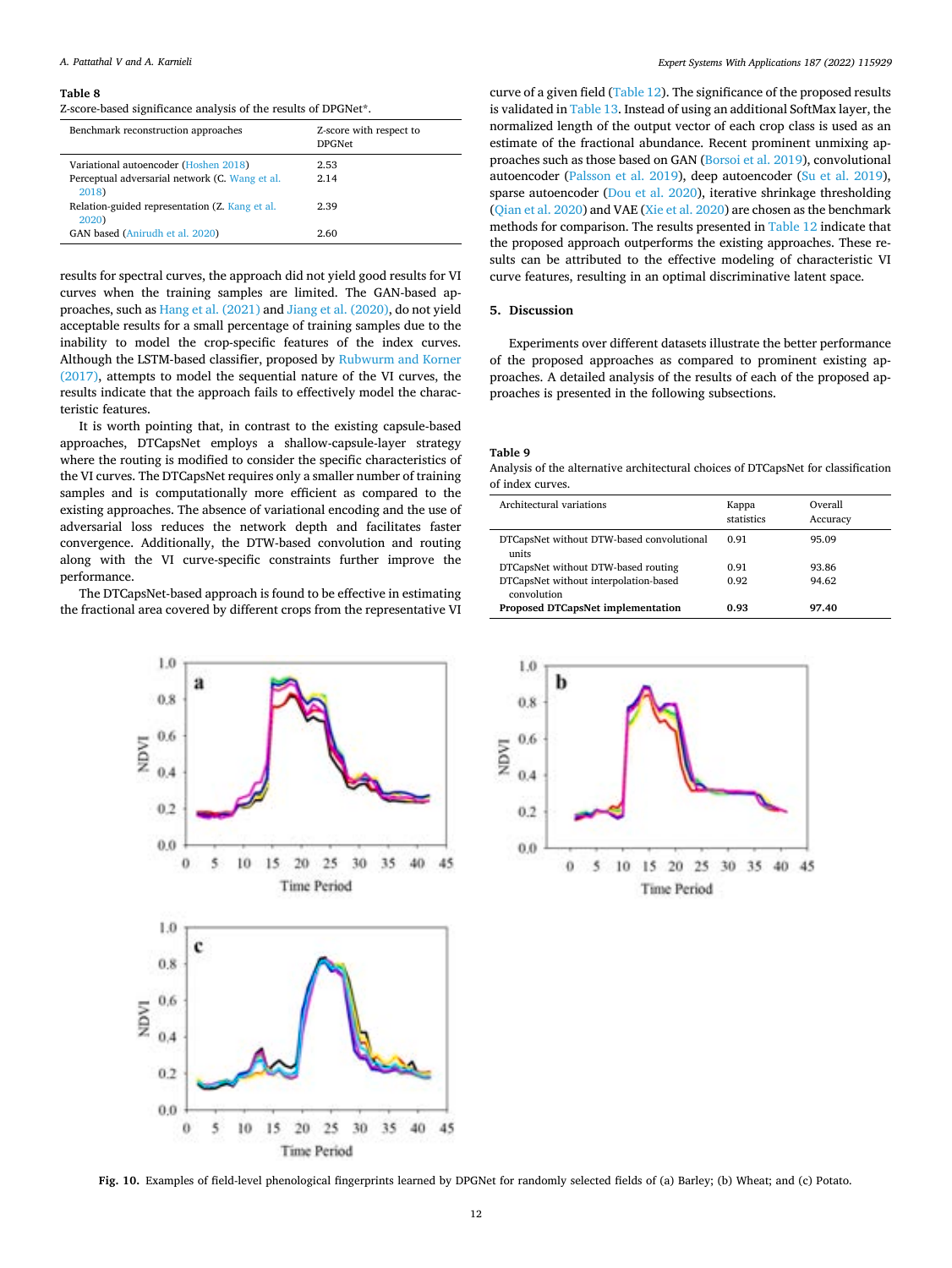**Table 8**
Z-score-based significance analysis of the results of DPGNet*.

| Benchmark reconstruction approaches | Z-score with respect to DPGNet |
|---|---|
| Variational autoencoder (Hoshen 2018) | 2.53 |
| Perceptual adversarial network (C. Wang et al. 2018) | 2.14 |
| Relation-guided representation (Z. Kang et al. 2020) | 2.39 |
| GAN based (Anirudh et al. 2020) | 2.60 |

results for spectral curves, the approach did not yield good results for VI curves when the training samples are limited. The GAN-based approaches, such as Hang et al. (2021) and Jiang et al. (2020), do not yield acceptable results for a small percentage of training samples due to the inability to model the crop-specific features of the index curves. Although the LSTM-based classifier, proposed by Rubwurm and Korner (2017), attempts to model the sequential nature of the VI curves, the results indicate that the approach fails to effectively model the characteristic features.

It is worth pointing that, in contrast to the existing capsule-based approaches, DTCapsNet employs a shallow-capsule-layer strategy where the routing is modified to consider the specific characteristics of the VI curves. The DTCapsNet requires only a smaller number of training samples and is computationally more efficient as compared to the existing approaches. The absence of variational encoding and the use of adversarial loss reduces the network depth and facilitates faster convergence. Additionally, the DTW-based convolution and routing along with the VI curve-specific constraints further improve the performance.

The DTCapsNet-based approach is found to be effective in estimating the fractional area covered by different crops from the representative VI curve of a given field (Table 12). The significance of the proposed results is validated in Table 13. Instead of using an additional SoftMax layer, the normalized length of the output vector of each crop class is used as an estimate of the fractional abundance. Recent prominent unmixing approaches such as those based on GAN (Borsoi et al. 2019), convolutional autoencoder (Palsson et al. 2019), deep autoencoder (Su et al. 2019), sparse autoencoder (Dou et al. 2020), iterative shrinkage thresholding (Qian et al. 2020) and VAE (Xie et al. 2020) are chosen as the benchmark methods for comparison. The results presented in Table 12 indicate that the proposed approach outperforms the existing approaches. These results can be attributed to the effective modeling of characteristic VI curve features, resulting in an optimal discriminative latent space.

## 5. Discussion

Experiments over different datasets illustrate the better performance of the proposed approaches as compared to prominent existing approaches. A detailed analysis of the results of each of the proposed approaches is presented in the following subsections.

**Table 9**
Analysis of the alternative architectural choices of DTCapsNet for classification of index curves.

| Architectural variations | Kappa statistics | Overall Accuracy |
|---|---|---|
| DTCapsNet without DTW-based convolutional units | 0.91 | 95.09 |
| DTCapsNet without DTW-based routing | 0.91 | 93.86 |
| DTCapsNet without interpolation-based convolution | 0.92 | 94.62 |
| **Proposed DTCapsNet implementation** | **0.93** | **97.40** |

**Fig. 10.** Examples of field-level phenological fingerprints learned by DPGNet for randomly selected fields of (a) Barley; (b) Wheat; and (c) Potato.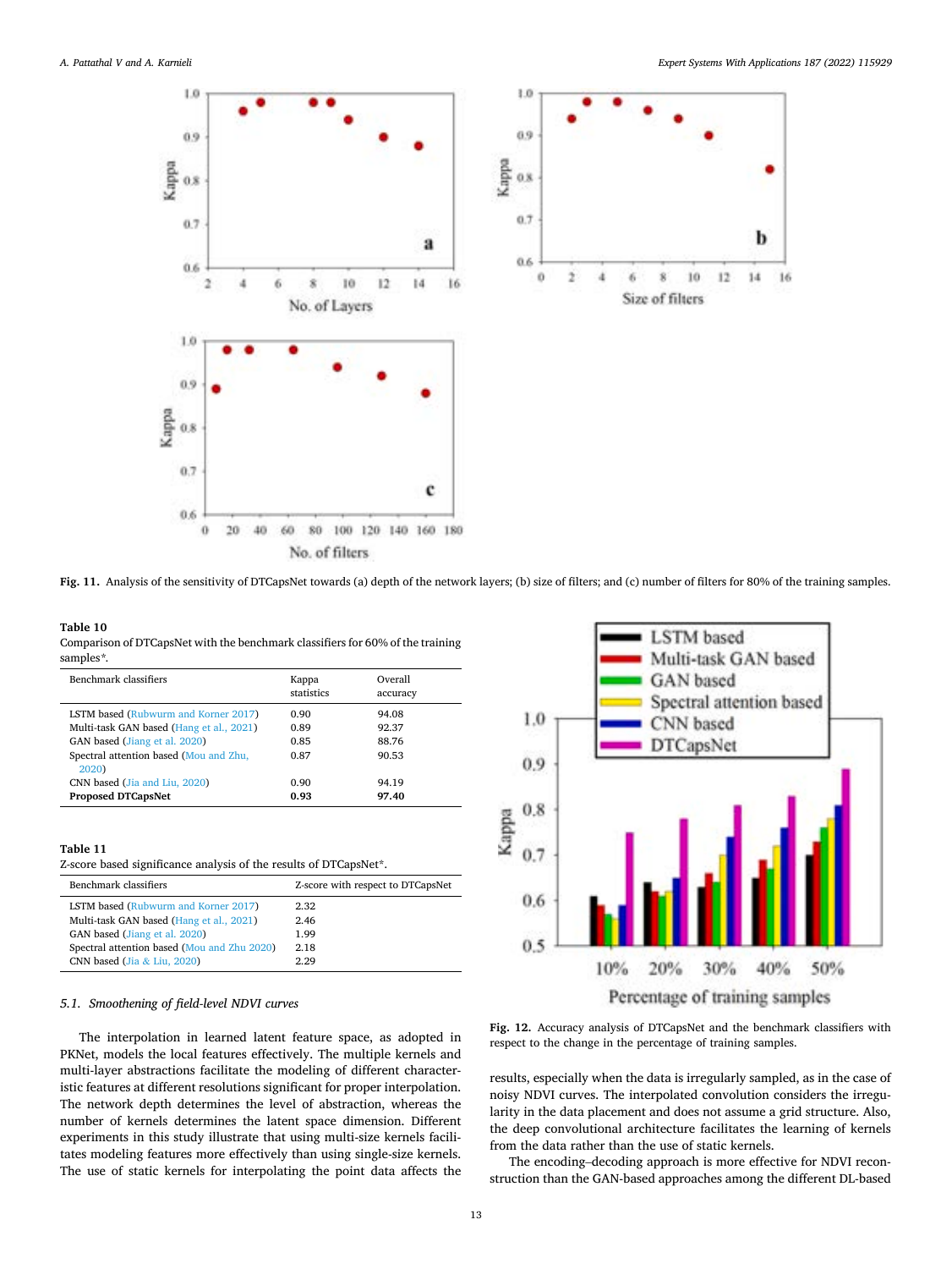Fig. 11. Analysis of the sensitivity of DTCapsNet towards (a) depth of the network layers; (b) size of filters; and (c) number of filters for 80% of the training samples.

**Table 10**
Comparison of DTCapsNet with the benchmark classifiers for 60% of the training samples*.

| Benchmark classifiers | Kappa statistics | Overall accuracy |
|---|---|---|
| LSTM based (Rubwurm and Korner 2017) | 0.90 | 94.08 |
| Multi-task GAN based (Hang et al., 2021) | 0.89 | 92.37 |
| GAN based (Jiang et al. 2020) | 0.85 | 88.76 |
| Spectral attention based (Mou and Zhu, 2020) | 0.87 | 90.53 |
| CNN based (Jia and Liu, 2020) | 0.90 | 94.19 |
| **Proposed DTCapsNet** | **0.93** | **97.40** |

**Table 11**
Z-score based significance analysis of the results of DTCapsNet*.

| Benchmark classifiers | Z-score with respect to DTCapsNet |
|---|---|
| LSTM based (Rubwurm and Korner 2017) | 2.32 |
| Multi-task GAN based (Hang et al., 2021) | 2.46 |
| GAN based (Jiang et al. 2020) | 1.99 |
| Spectral attention based (Mou and Zhu 2020) | 2.18 |
| CNN based (Jia & Liu, 2020) | 2.29 |

Fig. 12. Accuracy analysis of DTCapsNet and the benchmark classifiers with respect to the change in the percentage of training samples.

### *5.1. Smoothening of field-level NDVI curves*

The interpolation in learned latent feature space, as adopted in PKNet, models the local features effectively. The multiple kernels and multi-layer abstractions facilitate the modeling of different characteristic features at different resolutions significant for proper interpolation. The network depth determines the level of abstraction, whereas the number of kernels determines the latent space dimension. Different experiments in this study illustrate that using multi-size kernels facilitates modeling features more effectively than using single-size kernels. The use of static kernels for interpolating the point data affects the results, especially when the data is irregularly sampled, as in the case of noisy NDVI curves. The interpolated convolution considers the irregularity in the data placement and does not assume a grid structure. Also, the deep convolutional architecture facilitates the learning of kernels from the data rather than the use of static kernels.

The encoding–decoding approach is more effective for NDVI reconstruction than the GAN-based approaches among the different DL-based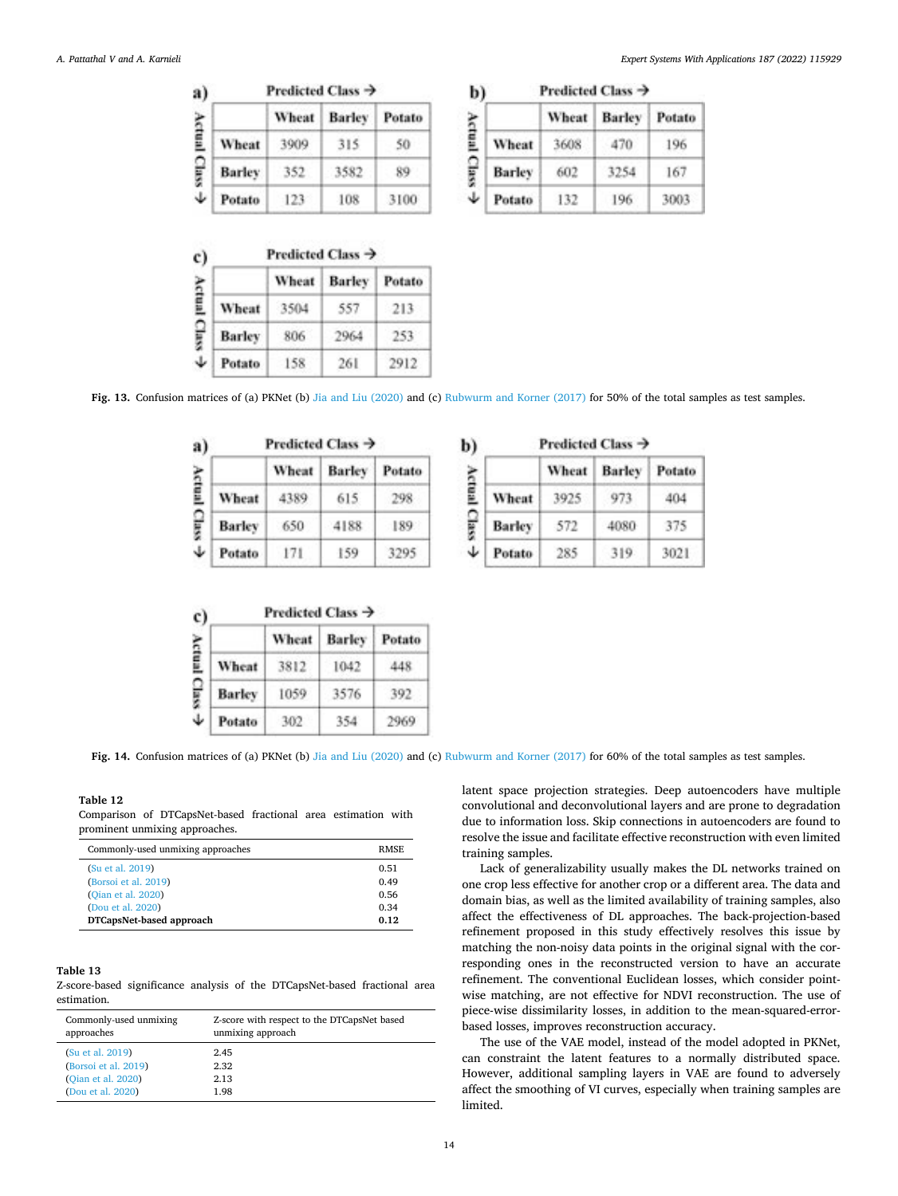**a)**

| Actual Class ↓ / Predicted Class → | Wheat | Barley | Potato |
|---|---|---|---|
| Wheat | 3909 | 315 | 50 |
| Barley | 352 | 3582 | 89 |
| Potato | 123 | 108 | 3100 |

**b)**

| Actual Class ↓ / Predicted Class → | Wheat | Barley | Potato |
|---|---|---|---|
| Wheat | 3608 | 470 | 196 |
| Barley | 602 | 3254 | 167 |
| Potato | 132 | 196 | 3003 |

**c)**

| Actual Class ↓ / Predicted Class → | Wheat | Barley | Potato |
|---|---|---|---|
| Wheat | 3504 | 557 | 213 |
| Barley | 806 | 2964 | 253 |
| Potato | 158 | 261 | 2912 |

**Fig. 13.** Confusion matrices of (a) PKNet (b) Jia and Liu (2020) and (c) Rubwurm and Korner (2017) for 50% of the total samples as test samples.

**a)**

| Actual Class ↓ / Predicted Class → | Wheat | Barley | Potato |
|---|---|---|---|
| Wheat | 4389 | 615 | 298 |
| Barley | 650 | 4188 | 189 |
| Potato | 171 | 159 | 3295 |

**b)**

| Actual Class ↓ / Predicted Class → | Wheat | Barley | Potato |
|---|---|---|---|
| Wheat | 3925 | 973 | 404 |
| Barley | 572 | 4080 | 375 |
| Potato | 285 | 319 | 3021 |

**c)**

| Actual Class ↓ / Predicted Class → | Wheat | Barley | Potato |
|---|---|---|---|
| Wheat | 3812 | 1042 | 448 |
| Barley | 1059 | 3576 | 392 |
| Potato | 302 | 354 | 2969 |

**Fig. 14.** Confusion matrices of (a) PKNet (b) Jia and Liu (2020) and (c) Rubwurm and Korner (2017) for 60% of the total samples as test samples.

**Table 12**
Comparison of DTCapsNet-based fractional area estimation with prominent unmixing approaches.

| Commonly-used unmixing approaches | RMSE |
|---|---|
| (Su et al. 2019) | 0.51 |
| (Borsoi et al. 2019) | 0.49 |
| (Qian et al. 2020) | 0.56 |
| (Dou et al. 2020) | 0.34 |
| **DTCapsNet-based approach** | **0.12** |

**Table 13**
Z-score-based significance analysis of the DTCapsNet-based fractional area estimation.

| Commonly-used unmixing approaches | Z-score with respect to the DTCapsNet based unmixing approach |
|---|---|
| (Su et al. 2019) | 2.45 |
| (Borsoi et al. 2019) | 2.32 |
| (Qian et al. 2020) | 2.13 |
| (Dou et al. 2020) | 1.98 |

latent space projection strategies. Deep autoencoders have multiple convolutional and deconvolutional layers and are prone to degradation due to information loss. Skip connections in autoencoders are found to resolve the issue and facilitate effective reconstruction with even limited training samples.

Lack of generalizability usually makes the DL networks trained on one crop less effective for another crop or a different area. The data and domain bias, as well as the limited availability of training samples, also affect the effectiveness of DL approaches. The back-projection-based refinement proposed in this study effectively resolves this issue by matching the non-noisy data points in the original signal with the corresponding ones in the reconstructed version to have an accurate refinement. The conventional Euclidean losses, which consider point-wise matching, are not effective for NDVI reconstruction. The use of piece-wise dissimilarity losses, in addition to the mean-squared-error-based losses, improves reconstruction accuracy.

The use of the VAE model, instead of the model adopted in PKNet, can constraint the latent features to a normally distributed space. However, additional sampling layers in VAE are found to adversely affect the smoothing of VI curves, especially when training samples are limited.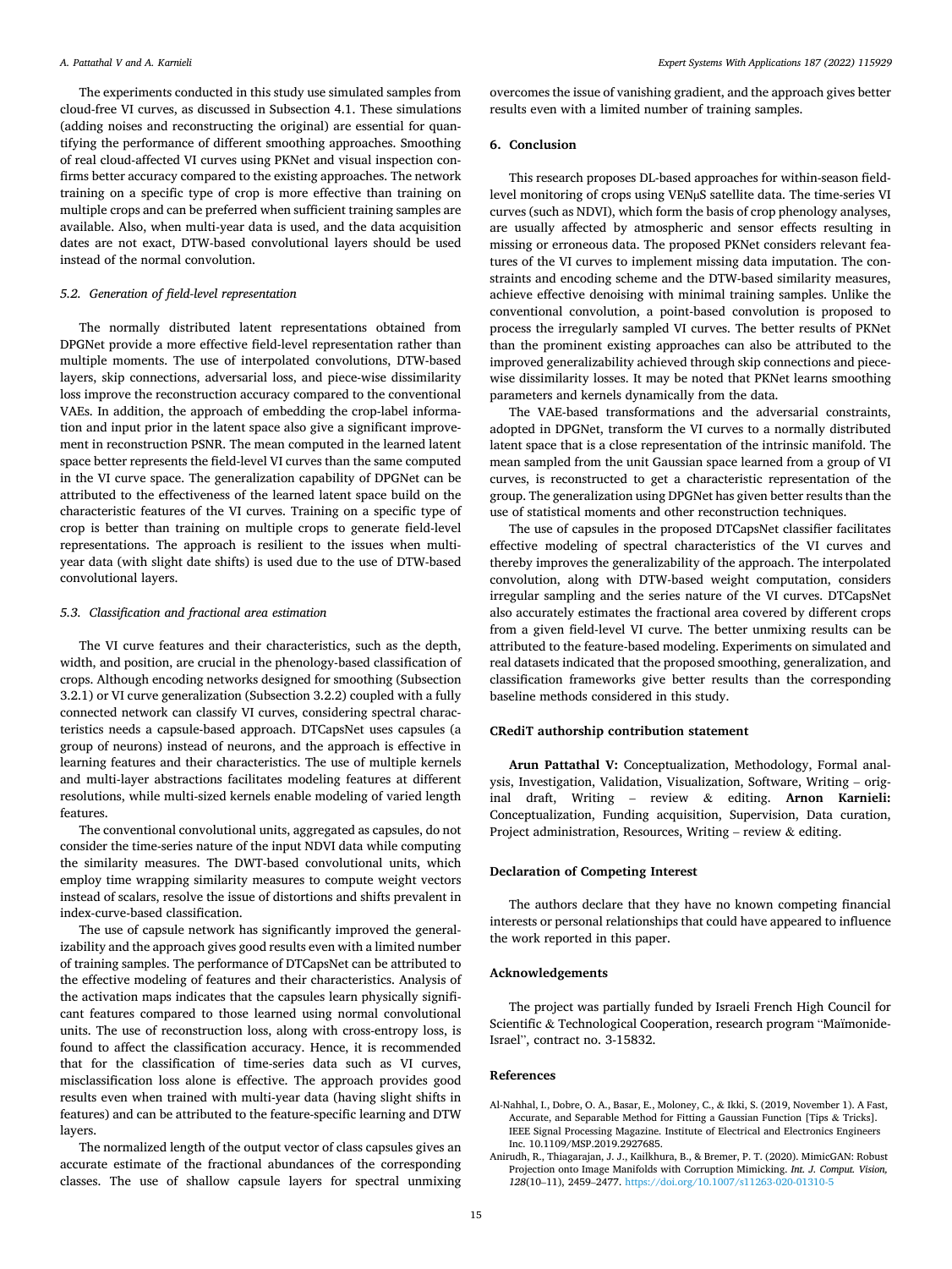The experiments conducted in this study use simulated samples from cloud-free VI curves, as discussed in Subsection 4.1. These simulations (adding noises and reconstructing the original) are essential for quantifying the performance of different smoothing approaches. Smoothing of real cloud-affected VI curves using PKNet and visual inspection confirms better accuracy compared to the existing approaches. The network training on a specific type of crop is more effective than training on multiple crops and can be preferred when sufficient training samples are available. Also, when multi-year data is used, and the data acquisition dates are not exact, DTW-based convolutional layers should be used instead of the normal convolution.

### 5.2. Generation of field-level representation

The normally distributed latent representations obtained from DPGNet provide a more effective field-level representation rather than multiple moments. The use of interpolated convolutions, DTW-based layers, skip connections, adversarial loss, and piece-wise dissimilarity loss improve the reconstruction accuracy compared to the conventional VAEs. In addition, the approach of embedding the crop-label information and input prior in the latent space also give a significant improvement in reconstruction PSNR. The mean computed in the learned latent space better represents the field-level VI curves than the same computed in the VI curve space. The generalization capability of DPGNet can be attributed to the effectiveness of the learned latent space build on the characteristic features of the VI curves. Training on a specific type of crop is better than training on multiple crops to generate field-level representations. The approach is resilient to the issues when multi-year data (with slight date shifts) is used due to the use of DTW-based convolutional layers.

### 5.3. Classification and fractional area estimation

The VI curve features and their characteristics, such as the depth, width, and position, are crucial in the phenology-based classification of crops. Although encoding networks designed for smoothing (Subsection 3.2.1) or VI curve generalization (Subsection 3.2.2) coupled with a fully connected network can classify VI curves, considering spectral characteristics needs a capsule-based approach. DTCapsNet uses capsules (a group of neurons) instead of neurons, and the approach is effective in learning features and their characteristics. The use of multiple kernels and multi-layer abstractions facilitates modeling features at different resolutions, while multi-sized kernels enable modeling of varied length features.

The conventional convolutional units, aggregated as capsules, do not consider the time-series nature of the input NDVI data while computing the similarity measures. The DWT-based convolutional units, which employ time wrapping similarity measures to compute weight vectors instead of scalars, resolve the issue of distortions and shifts prevalent in index-curve-based classification.

The use of capsule network has significantly improved the generalizability and the approach gives good results even with a limited number of training samples. The performance of DTCapsNet can be attributed to the effective modeling of features and their characteristics. Analysis of the activation maps indicates that the capsules learn physically significant features compared to those learned using normal convolutional units. The use of reconstruction loss, along with cross-entropy loss, is found to affect the classification accuracy. Hence, it is recommended that for the classification of time-series data such as VI curves, misclassification loss alone is effective. The approach provides good results even when trained with multi-year data (having slight shifts in features) and can be attributed to the feature-specific learning and DTW layers.

The normalized length of the output vector of class capsules gives an accurate estimate of the fractional abundances of the corresponding classes. The use of shallow capsule layers for spectral unmixing overcomes the issue of vanishing gradient, and the approach gives better results even with a limited number of training samples.

## 6. Conclusion

This research proposes DL-based approaches for within-season field-level monitoring of crops using VENμS satellite data. The time-series VI curves (such as NDVI), which form the basis of crop phenology analyses, are usually affected by atmospheric and sensor effects resulting in missing or erroneous data. The proposed PKNet considers relevant features of the VI curves to implement missing data imputation. The constraints and encoding scheme and the DTW-based similarity measures, achieve effective denoising with minimal training samples. Unlike the conventional convolution, a point-based convolution is proposed to process the irregularly sampled VI curves. The better results of PKNet than the prominent existing approaches can also be attributed to the improved generalizability achieved through skip connections and piece-wise dissimilarity losses. It may be noted that PKNet learns smoothing parameters and kernels dynamically from the data.

The VAE-based transformations and the adversarial constraints, adopted in DPGNet, transform the VI curves to a normally distributed latent space that is a close representation of the intrinsic manifold. The mean sampled from the unit Gaussian space learned from a group of VI curves, is reconstructed to get a characteristic representation of the group. The generalization using DPGNet has given better results than the use of statistical moments and other reconstruction techniques.

The use of capsules in the proposed DTCapsNet classifier facilitates effective modeling of spectral characteristics of the VI curves and thereby improves the generalizability of the approach. The interpolated convolution, along with DTW-based weight computation, considers irregular sampling and the series nature of the VI curves. DTCapsNet also accurately estimates the fractional area covered by different crops from a given field-level VI curve. The better unmixing results can be attributed to the feature-based modeling. Experiments on simulated and real datasets indicated that the proposed smoothing, generalization, and classification frameworks give better results than the corresponding baseline methods considered in this study.

## CRediT authorship contribution statement

**Arun Pattathal V:** Conceptualization, Methodology, Formal analysis, Investigation, Validation, Visualization, Software, Writing – original draft, Writing – review & editing. **Arnon Karnieli:** Conceptualization, Funding acquisition, Supervision, Data curation, Project administration, Resources, Writing – review & editing.

## Declaration of Competing Interest

The authors declare that they have no known competing financial interests or personal relationships that could have appeared to influence the work reported in this paper.

## Acknowledgements

The project was partially funded by Israeli French High Council for Scientific & Technological Cooperation, research program "Maïmonide-Israel", contract no. 3-15832.

## References

Al-Nahhal, I., Dobre, O. A., Basar, E., Moloney, C., & Ikki, S. (2019, November 1). A Fast, Accurate, and Separable Method for Fitting a Gaussian Function [Tips & Tricks]. IEEE Signal Processing Magazine. Institute of Electrical and Electronics Engineers Inc. 10.1109/MSP.2019.2927685.

Anirudh, R., Thiagarajan, J. J., Kailkhura, B., & Bremer, P. T. (2020). MimicGAN: Robust Projection onto Image Manifolds with Corruption Mimicking. *Int. J. Comput. Vision, 128*(10–11), 2459–2477. https://doi.org/10.1007/s11263-020-01310-5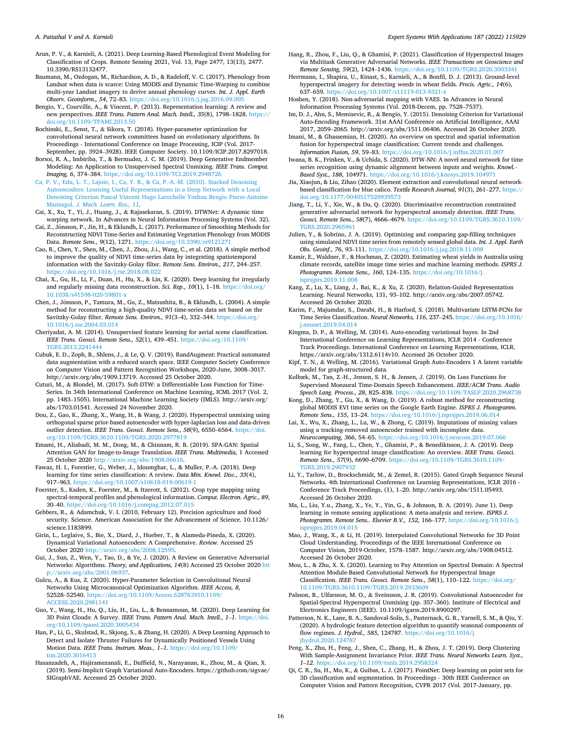Arun, P. V., & Karnieli, A. (2021). Deep Learning-Based Phenological Event Modeling for Classification of Crops. Remote Sensing 2021, Vol. 13, Page 2477, 13(13), 2477. 10.3390/RS13132477.

Baumann, M., Ozdogan, M., Richardson, A. D., & Radeloff, V. C. (2017). Phenology from Landsat when data is scarce: Using MODIS and Dynamic Time-Warping to combine multi-year Landsat imagery to derive annual phenology curves. *Int. J. Appl. Earth Observ. Geoinform., 54*, 72–83. https://doi.org/10.1016/j.jag.2016.09.005

Bengio, Y., Courville, A., & Vincent, P. (2013). Representation learning: A review and new perspectives. *IEEE Trans. Pattern Anal. Mach. Intell., 35*(8), 1798–1828. https://doi.org/10.1109/TPAMI.2013.50

Bochinski, E., Senst, T., & Sikora, T. (2018). Hyper-parameter optimization for convolutional neural network committees based on evolutionary algorithms. In Proceedings - International Conference on Image Processing, ICIP (Vol. 2017-September, pp. 3924–3928). IEEE Computer Society. 10.1109/ICIP.2017.8297018.

Borsoi, R. A., Imbiriba, T., & Bermudez, J. C. M. (2019). Deep Generative Endmember Modeling: An Application to Unsupervised Spectral Unmixing. *IEEE Trans. Comput. Imaging, 6*, 374–384. https://doi.org/10.1109/TCI.2019.2948726

Ca, P. V., Edu, L. T., Lajoie, I., Ca, Y. B., & Ca, P.-A.-M. (2010). Stacked Denoising Autoencoders: Learning Useful Representations in a Deep Network with a Local Denoising Criterion Pascal Vincent Hugo Larochelle Yoshua Bengio Pierre-Antoine Manzagol. *J. Mach. Learn. Res., 11*.

Cai, X., Xu, T., Yi, J., Huang, J., & Rajasekaran, S. (2019). DTWNet: A dynamic time warping network. In Advances in Neural Information Processing Systems (Vol. 32).

Cai, Z., Jönsson, P., Jin, H., & Eklundh, L. (2017). Performance of Smoothing Methods for Reconstructing NDVI Time-Series and Estimating Vegetation Phenology from MODIS Data. *Remote Sens., 9*(12), 1271. https://doi.org/10.3390/rs9121271

Cao, R., Chen, Y., Shen, M., Chen, J., Zhou, J.i., Wang, C., et al. (2018). A simple method to improve the quality of NDVI time-series data by integrating spatiotemporal information with the Savitzky-Golay filter. *Remote Sens. Environ., 217*, 244–257. https://doi.org/10.1016/j.rse.2018.08.022

Chai, X., Gu, H., Li, F., Duan, H., Hu, X., & Lin, K. (2020). Deep learning for irregularly and regularly missing data reconstruction. *Sci. Rep., 10*(1), 1–18. https://doi.org/10.1038/s41598-020-59801-x

Chen, J., Jönsson, P., Tamura, M., Gu, Z., Matsushita, B., & Eklundh, L. (2004). A simple method for reconstructing a high-quality NDVI time-series data set based on the Savitzky-Golay filter. *Remote Sens. Environ., 91*(3–4), 332–344. https://doi.org/10.1016/j.rse.2004.03.014

Cheriyadat, A. M. (2014). Unsupervised feature learning for aerial scene classification. *IEEE Trans. Geosci. Remote Sens., 52*(1), 439–451. https://doi.org/10.1109/TGRS.2013.2241444

Cubuk, E. D., Zoph, B., Shlens, J., & Le, Q. V. (2019). RandAugment: Practical automated data augmentation with a reduced search space. IEEE Computer Society Conference on Computer Vision and Pattern Recognition Workshops, 2020-June, 3008–3017. http://arxiv.org/abs/1909.13719. Accessed 25 October 2020.

Cuturi, M., & Blondel, M. (2017). Soft-DTW: a Differentiable Loss Function for Time-Series. In 34th International Conference on Machine Learning, ICML 2017 (Vol. 2, pp. 1483–1505). International Machine Learning Society (IMLS). http://arxiv.org/abs/1703.01541. Accessed 24 November 2020.

Dou, Z., Gao, K., Zhang, X., Wang, H., & Wang, J. (2020). Hyperspectral unmixing using orthogonal sparse prior-based autoencoder with hyper-laplacian loss and data-driven outlier detection. *IEEE Trans. Geosci. Remote Sens., 58*(9), 6550–6564. https://doi.org/10.1109/TGRS.3610.1109/TGRS.2020.2977819

Emami, H., Aliabadi, M. M., Dong, M., & Chinnam, R. B. (2019). SPA-GAN: Spatial Attention GAN for Image-to-Image Translation. *IEEE Trans. Multimedia*, 1 Accessed 25 October 2020 http://arxiv.org/abs/1908.06616.

Fawaz, H. I., Forestier, G., Weber, J., Idoumghar, L., & Muller, P.-A. (2018). Deep learning for time series classification: A review. *Data Min. Knowl. Disc., 33*(4), 917–963. https://doi.org/10.1007/s10618-019-00619-1

Foerster, S., Kaden, K., Foerster, M., & Itzerott, S. (2012). Crop type mapping using spectral-temporal profiles and phenological information. *Comput. Electron. Agric., 89*, 30–40. https://doi.org/10.1016/j.compag.2012.07.015

Gebbers, R., & Adamchuk, V. I. (2010, February 12). Precision agriculture and food security. Science. American Association for the Advancement of Science. 10.1126/science.1183899.

Girin, L., Leglaive, S., Bie, X., Diard, J., Hueber, T., & Alameda-Pineda, X. (2020). Dynamical Variational Autoencoders: A Comprehensive. *Review.* Accessed 25 October 2020 http://arxiv.org/abs/2008.12595.

Gui, J., Sun, Z., Wen, Y., Tao, D., & Ye, J. (2020). A Review on Generative Adversarial Networks: Algorithms. *Theory, and Applications, 14*(8) Accessed 25 October 2020 http://arxiv.org/abs/2001.06937.

Gulcu, A., & Kus, Z. (2020). Hyper-Parameter Selection in Convolutional Neural Networks Using Microcanonical Optimization Algorithm. *IEEE Access, 8*, 52528–52540. https://doi.org/10.1109/Access.628763910.1109/ACCESS.2020.2981141

Guo, Y., Wang, H., Hu, Q., Liu, H., Liu, L., & Bennamoun, M. (2020). Deep Learning for 3D Point Clouds: A Survey. *IEEE Trans. Pattern Anal. Mach. Intell., 1–1*. https://doi.org/10.1109/tpami.2020.3005434

Han, P., Li, G., Skulstad, R., Skjong, S., & Zhang, H. (2020). A Deep Learning Approach to Detect and Isolate Thruster Failures for Dynamically Positioned Vessels Using Motion Data. *IEEE Trans. Instrum. Meas., 1–1*. https://doi.org/10.1109/tim.2020.3016413

Hasanzadeh, A., Hajiramezanali, E., Duffield, N., Narayanan, K., Zhou, M., & Qian, X. (2019). Semi-Implicit Graph Variational Auto-Encoders. https://github.com/sigvae/SIGraphVAE. Accessed 25 October 2020.

Hang, R., Zhou, F., Liu, Q., & Ghamisi, P. (2021). Classification of Hyperspectral Images via Multitask Generative Adversarial Networks. *IEEE Transactions on Geoscience and Remote Sensing, 59*(2), 1424–1436. https://doi.org/10.1109/TGRS.2020.3003341

Herrmann, I., Shapira, U., Kinast, S., Karnieli, A., & Bonfil, D. J. (2013). Ground-level hyperspectral imagery for detecting weeds in wheat fields. *Precis. Agric., 14*(6), 637–659. https://doi.org/10.1007/s11119-013-9321-x

Hoshen, Y. (2018). Non-adversarial mapping with VAES. In Advances in Neural Information Processing Systems (Vol. 2018-Decem, pp. 7528–7537).

Im, D. J., Ahn, S., Memisevic, R., & Bengio, Y. (2015). Denoising Criterion for Variational Auto-Encoding Framework. 31st AAAI Conference on Artificial Intelligence, AAAI 2017, 2059–2065. http://arxiv.org/abs/1511.06406. Accessed 26 October 2020.

Imani, M., & Ghassemian, H. (2020). An overview on spectral and spatial information fusion for hyperspectral image classification: Current trends and challenges. *Information Fusion, 59*, 59–83. https://doi.org/10.1016/j.inffus.2020.01.007

Iwana, B. K., Frinken, V., & Uchida, S. (2020). DTW-NN: A novel neural network for time series recognition using dynamic alignment between inputs and weights. *Knowl.-Based Syst., 188*, 104971. https://doi.org/10.1016/j.knosys.2019.104971

Jia, Xiaojun, & Liu, Zihao (2020). Element extraction and convolutional neural network-based classification for blue calico. *Textile Research Journal, 91*(3), 261–277. https://doi.org/10.1177/0040517520939573

Jiang, T., Li, Y., Xie, W., & Du, Q. (2020). Discriminative reconstruction constrained generative adversarial network for hyperspectral anomaly detection. *IEEE Trans. Geosci. Remote Sens., 58*(7), 4666–4679. https://doi.org/10.1109/TGRS.3610.1109/TGRS.2020.2965961

Julien, Y., & Sobrino, J. A. (2019). Optimizing and comparing gap-filling techniques using simulated NDVI time series from remotely sensed global data. *Int. J. Appl. Earth Obs. Geoinf., 76*, 93–111. https://doi.org/10.1016/j.jag.2018.11.008

Kamir, E., Waldner, F., & Hochman, Z. (2020). Estimating wheat yields in Australia using climate records, satellite image time series and machine learning methods. *ISPRS J. Photogramm. Remote Sens., 160*, 124–135. https://doi.org/10.1016/j.isprsjprs.2019.11.008

Kang, Z., Lu, X., Liang, J., Bai, K., & Xu, Z. (2020). Relation-Guided Representation Learning. Neural Networks, 131, 93–102. http://arxiv.org/abs/2007.05742. Accessed 26 October 2020.

Karim, F., Majumdar, S., Darabi, H., & Harford, S. (2018). Multivariate LSTM-FCNs for Time Series Classification. *Neural Networks, 116*, 237–245. https://doi.org/10.1016/j.neunet.2019.04.014

Kingma, D. P., & Welling, M. (2014). Auto-encoding variational bayes. In 2nd International Conference on Learning Representations, ICLR 2014 - Conference Track Proceedings. International Conference on Learning Representations, ICLR. https://arxiv.org/abs/1312.6114v10. Accessed 26 October 2020.

Kipf, T. N., & Welling, M. (2016). Variational Graph Auto-Encoders 1 A latent variable model for graph-structured data.

Kolbæk, M., Tan, Z.-H., Jensen, S. H., & Jensen, J. (2019). On Loss Functions for Supervised Monaural Time-Domain Speech Enhancement. *IEEE/ACM Trans. Audio Speech Lang. Process., 28*, 825–838. https://doi.org/10.1109/TASLP.2020.2968738

Kong, D., Zhang, Y., Gu, X., & Wang, D. (2019). A robust method for reconstructing global MODIS EVI time series on the Google Earth Engine. *ISPRS J. Photogramm. Remote Sens., 155*, 13–24. https://doi.org/10.1016/j.isprsjprs.2019.06.014

Lai, X., Wu, X., Zhang, L., Lu, W., & Zhong, C. (2019). Imputations of missing values using a tracking-removed autoencoder trained with incomplete data. *Neurocomputing, 366*, 54–65. https://doi.org/10.1016/j.neucom.2019.07.066

Li, S., Song, W., Fang, L., Chen, Y., Ghamisi, P., & Benediktsson, J. A. (2019). Deep learning for hyperspectral image classification: An overview. *IEEE Trans. Geosci. Remote Sens., 57*(9), 6690–6709. https://doi.org/10.1109/TGRS.3610.1109/TGRS.2019.2907932

Li, Y., Tarlow, D., Brockschmidt, M., & Zemel, R. (2015). Gated Graph Sequence Neural Networks. 4th International Conference on Learning Representations, ICLR 2016 - Conference Track Proceedings, (1), 1–20. http://arxiv.org/abs/1511.05493. Accessed 26 October 2020.

Ma, L., Liu, Y.u., Zhang, X., Ye, Y., Yin, G., & Johnson, B. A. (2019). June 1). Deep learning in remote sensing applications: A meta-analysis and review. *ISPRS J. Photogramm. Remote Sens.. Elsevier B.V., 152*, 166–177. https://doi.org/10.1016/j.isprsjprs.2019.04.015

Mao, J., Wang, X., & Li, H. (2019). Interpolated Convolutional Networks for 3D Point Cloud Understanding. Proceedings of the IEEE International Conference on Computer Vision, 2019-October, 1578–1587. http://arxiv.org/abs/1908.04512. Accessed 26 October 2020.

Mou, L., & Zhu, X. X. (2020). Learning to Pay Attention on Spectral Domain: A Spectral Attention Module-Based Convolutional Network for Hyperspectral Image Classification. *IEEE Trans. Geosci. Remote Sens., 58*(1), 110–122. https://doi.org/10.1109/TGRS.3610.1109/TGRS.2019.2933609

Palsson, B., Ulfarsson, M. O., & Sveinsson, J. R. (2019). Convolutional Autoencoder for Spatial-Spectral Hyperspectral Unmixing (pp. 357–360). Institute of Electrical and Electronics Engineers (IEEE). 10.1109/igarss.2019.8900297.

Patterson, N. K., Lane, B. A., Sandoval-Solis, S., Pasternack, G. B., Yarnell, S. M., & Qiu, Y. (2020). A hydrologic feature detection algorithm to quantify seasonal components of flow regimes. *J. Hydrol., 585*, 124787. https://doi.org/10.1016/j.jhydrol.2020.124787

Peng, X., Zhu, H., Feng, J., Shen, C., Zhang, H., & Zhou, J. T. (2019). Deep Clustering With Sample-Assignment Invariance Prior. *IEEE Trans. Neural Networks Learn. Syst., 1–12*. https://doi.org/10.1109/tnnls.2019.2958324

Qi, C. R., Su, H., Mo, K., & Guibas, L. J. (2017). PointNet: Deep learning on point sets for 3D classification and segmentation. In Proceedings - 30th IEEE Conference on Computer Vision and Pattern Recognition, CVPR 2017 (Vol. 2017-January, pp.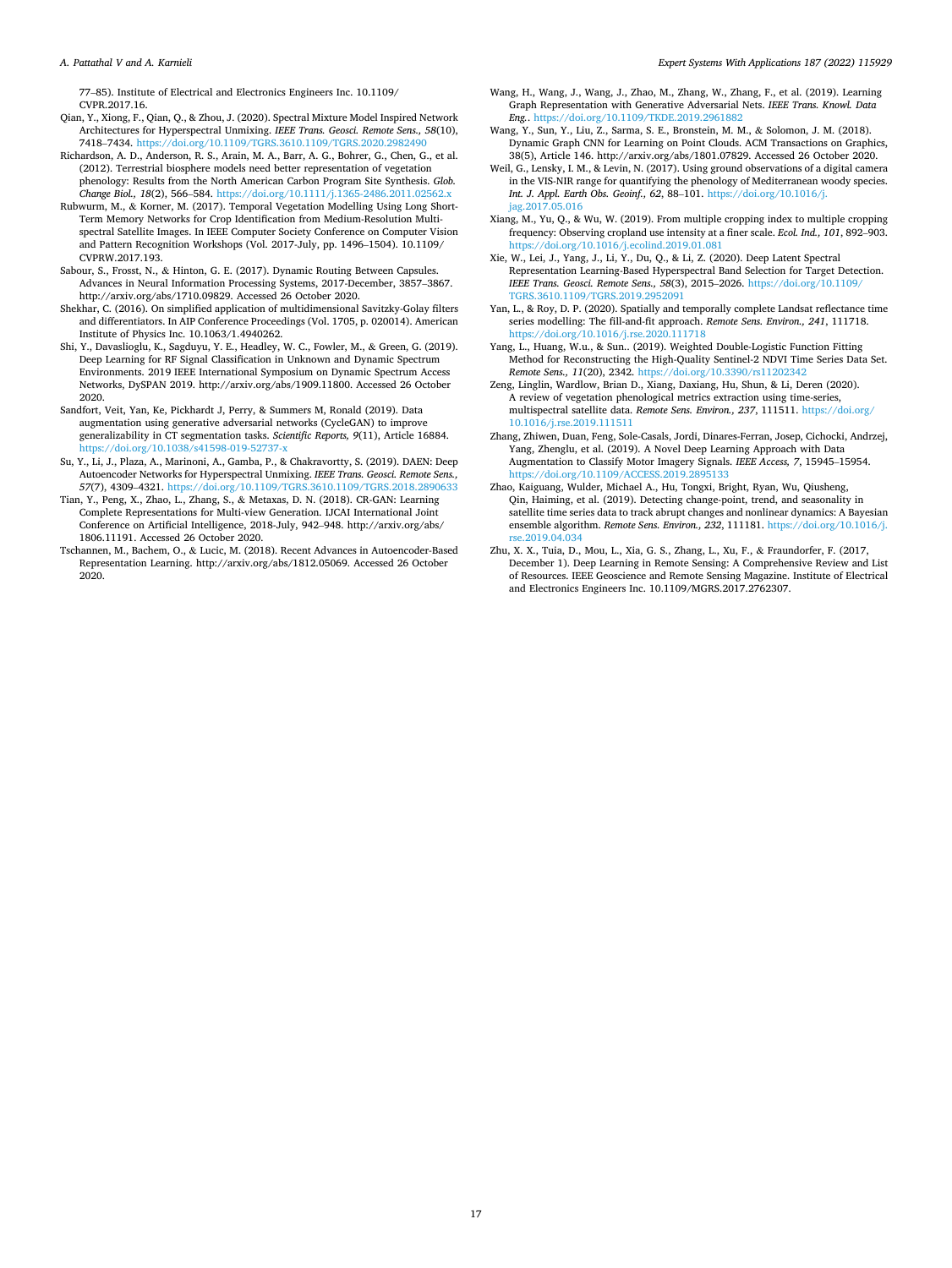77–85). Institute of Electrical and Electronics Engineers Inc. 10.1109/CVPR.2017.16.

Qian, Y., Xiong, F., Qian, Q., & Zhou, J. (2020). Spectral Mixture Model Inspired Network Architectures for Hyperspectral Unmixing. *IEEE Trans. Geosci. Remote Sens., 58*(10), 7418–7434. https://doi.org/10.1109/TGRS.3610.1109/TGRS.2020.2982490

Richardson, A. D., Anderson, R. S., Arain, M. A., Barr, A. G., Bohrer, G., Chen, G., et al. (2012). Terrestrial biosphere models need better representation of vegetation phenology: Results from the North American Carbon Program Site Synthesis. *Glob. Change Biol., 18*(2), 566–584. https://doi.org/10.1111/j.1365-2486.2011.02562.x

Rubwurm, M., & Korner, M. (2017). Temporal Vegetation Modelling Using Long Short-Term Memory Networks for Crop Identification from Medium-Resolution Multi-spectral Satellite Images. In IEEE Computer Society Conference on Computer Vision and Pattern Recognition Workshops (Vol. 2017-July, pp. 1496–1504). 10.1109/CVPRW.2017.193.

Sabour, S., Frosst, N., & Hinton, G. E. (2017). Dynamic Routing Between Capsules. Advances in Neural Information Processing Systems, 2017-December, 3857–3867. http://arxiv.org/abs/1710.09829. Accessed 26 October 2020.

Shekhar, C. (2016). On simplified application of multidimensional Savitzky-Golay filters and differentiators. In AIP Conference Proceedings (Vol. 1705, p. 020014). American Institute of Physics Inc. 10.1063/1.4940262.

Shi, Y., Davaslioglu, K., Sagduyu, Y. E., Headley, W. C., Fowler, M., & Green, G. (2019). Deep Learning for RF Signal Classification in Unknown and Dynamic Spectrum Environments. 2019 IEEE International Symposium on Dynamic Spectrum Access Networks, DySPAN 2019. http://arxiv.org/abs/1909.11800. Accessed 26 October 2020.

Sandfort, Veit, Yan, Ke, Pickhardt J, Perry, & Summers M, Ronald (2019). Data augmentation using generative adversarial networks (CycleGAN) to improve generalizability in CT segmentation tasks. *Scientific Reports, 9*(11), Article 16884. https://doi.org/10.1038/s41598-019-52737-x

Su, Y., Li, J., Plaza, A., Marinoni, A., Gamba, P., & Chakravortty, S. (2019). DAEN: Deep Autoencoder Networks for Hyperspectral Unmixing. *IEEE Trans. Geosci. Remote Sens., 57*(7), 4309–4321. https://doi.org/10.1109/TGRS.3610.1109/TGRS.2018.2890633

Tian, Y., Peng, X., Zhao, L., Zhang, S., & Metaxas, D. N. (2018). CR-GAN: Learning Complete Representations for Multi-view Generation. IJCAI International Joint Conference on Artificial Intelligence, 2018-July, 942–948. http://arxiv.org/abs/1806.11191. Accessed 26 October 2020.

Tschannen, M., Bachem, O., & Lucic, M. (2018). Recent Advances in Autoencoder-Based Representation Learning. http://arxiv.org/abs/1812.05069. Accessed 26 October 2020.

Wang, H., Wang, J., Wang, J., Zhao, M., Zhang, W., Zhang, F., et al. (2019). Learning Graph Representation with Generative Adversarial Nets. *IEEE Trans. Knowl. Data Eng.*. https://doi.org/10.1109/TKDE.2019.2961882

Wang, Y., Sun, Y., Liu, Z., Sarma, S. E., Bronstein, M. M., & Solomon, J. M. (2018). Dynamic Graph CNN for Learning on Point Clouds. ACM Transactions on Graphics, 38(5), Article 146. http://arxiv.org/abs/1801.07829. Accessed 26 October 2020.

Weil, G., Lensky, I. M., & Levin, N. (2017). Using ground observations of a digital camera in the VIS-NIR range for quantifying the phenology of Mediterranean woody species. *Int. J. Appl. Earth Obs. Geoinf., 62*, 88–101. https://doi.org/10.1016/j.jag.2017.05.016

Xiang, M., Yu, Q., & Wu, W. (2019). From multiple cropping index to multiple cropping frequency: Observing cropland use intensity at a finer scale. *Ecol. Ind., 101*, 892–903. https://doi.org/10.1016/j.ecolind.2019.01.081

Xie, W., Lei, J., Yang, J., Li, Y., Du, Q., & Li, Z. (2020). Deep Latent Spectral Representation Learning-Based Hyperspectral Band Selection for Target Detection. *IEEE Trans. Geosci. Remote Sens., 58*(3), 2015–2026. https://doi.org/10.1109/TGRS.3610.1109/TGRS.2019.2952091

Yan, L., & Roy, D. P. (2020). Spatially and temporally complete Landsat reflectance time series modelling: The fill-and-fit approach. *Remote Sens. Environ., 241*, 111718. https://doi.org/10.1016/j.rse.2020.111718

Yang, L., Huang, W.u., & Sun.. (2019). Weighted Double-Logistic Function Fitting Method for Reconstructing the High-Quality Sentinel-2 NDVI Time Series Data Set. *Remote Sens., 11*(20), 2342. https://doi.org/10.3390/rs11202342

Zeng, Linglin, Wardlow, Brian D., Xiang, Daxiang, Hu, Shun, & Li, Deren (2020). A review of vegetation phenological metrics extraction using time-series, multispectral satellite data. *Remote Sens. Environ., 237*, 111511. https://doi.org/10.1016/j.rse.2019.111511

Zhang, Zhiwen, Duan, Feng, Sole-Casals, Jordi, Dinares-Ferran, Josep, Cichocki, Andrzej, Yang, Zhenglu, et al. (2019). A Novel Deep Learning Approach with Data Augmentation to Classify Motor Imagery Signals. *IEEE Access, 7*, 15945–15954. https://doi.org/10.1109/ACCESS.2019.2895133

Zhao, Kaiguang, Wulder, Michael A., Hu, Tongxi, Bright, Ryan, Wu, Qiusheng, Qin, Haiming, et al. (2019). Detecting change-point, trend, and seasonality in satellite time series data to track abrupt changes and nonlinear dynamics: A Bayesian ensemble algorithm. *Remote Sens. Environ., 232*, 111181. https://doi.org/10.1016/j.rse.2019.04.034

Zhu, X. X., Tuia, D., Mou, L., Xia, G. S., Zhang, L., Xu, F., & Fraundorfer, F. (2017, December 1). Deep Learning in Remote Sensing: A Comprehensive Review and List of Resources. IEEE Geoscience and Remote Sensing Magazine. Institute of Electrical and Electronics Engineers Inc. 10.1109/MGRS.2017.2762307.